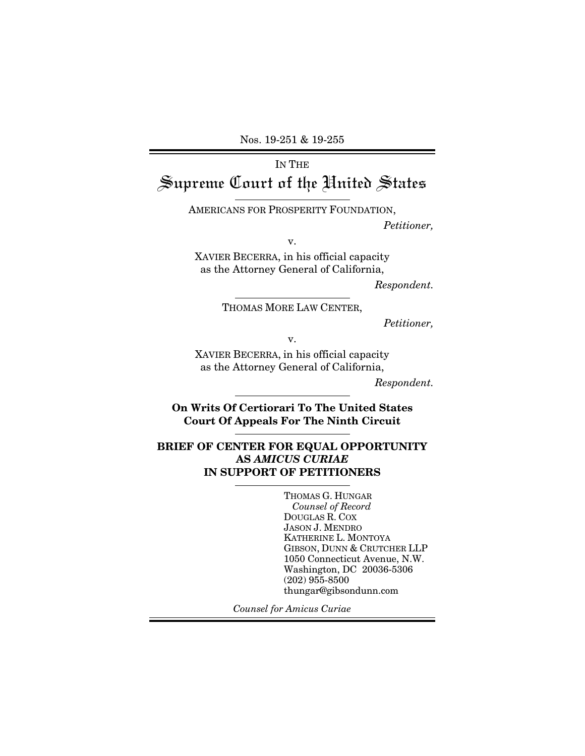Nos. 19-251 & 19-255

---

IN THE

# Supreme Court of the United States

---

AMERICANS FOR PROSPERITY FOUNDATION,

*Petitioner,*

v.

XAVIER BECERRA, in his official capacity as the Attorney General of California,

*Respondent.*

---

THOMAS MORE LAW CENTER,

*Petitioner,*

v.

XAVIER BECERRA, in his official capacity as the Attorney General of California,

*Respondent.*

---

**On Writs Of Certiorari To The United States Court Of Appeals For The Ninth Circuit**

---

**BRIEF OF CENTER FOR EQUAL OPPORTUNITY AS *AMICUS CURIAE* IN SUPPORT OF PETITIONERS**

---

THOMAS G. HUNGAR
*Counsel of Record*
DOUGLAS R. COX
JASON J. MENDRO
KATHERINE L. MONTOYA
GIBSON, DUNN & CRUTCHER LLP
1050 Connecticut Avenue, N.W.
Washington, DC 20036-5306
(202) 955-8500
thungar@gibsondunn.com

*Counsel for Amicus Curiae*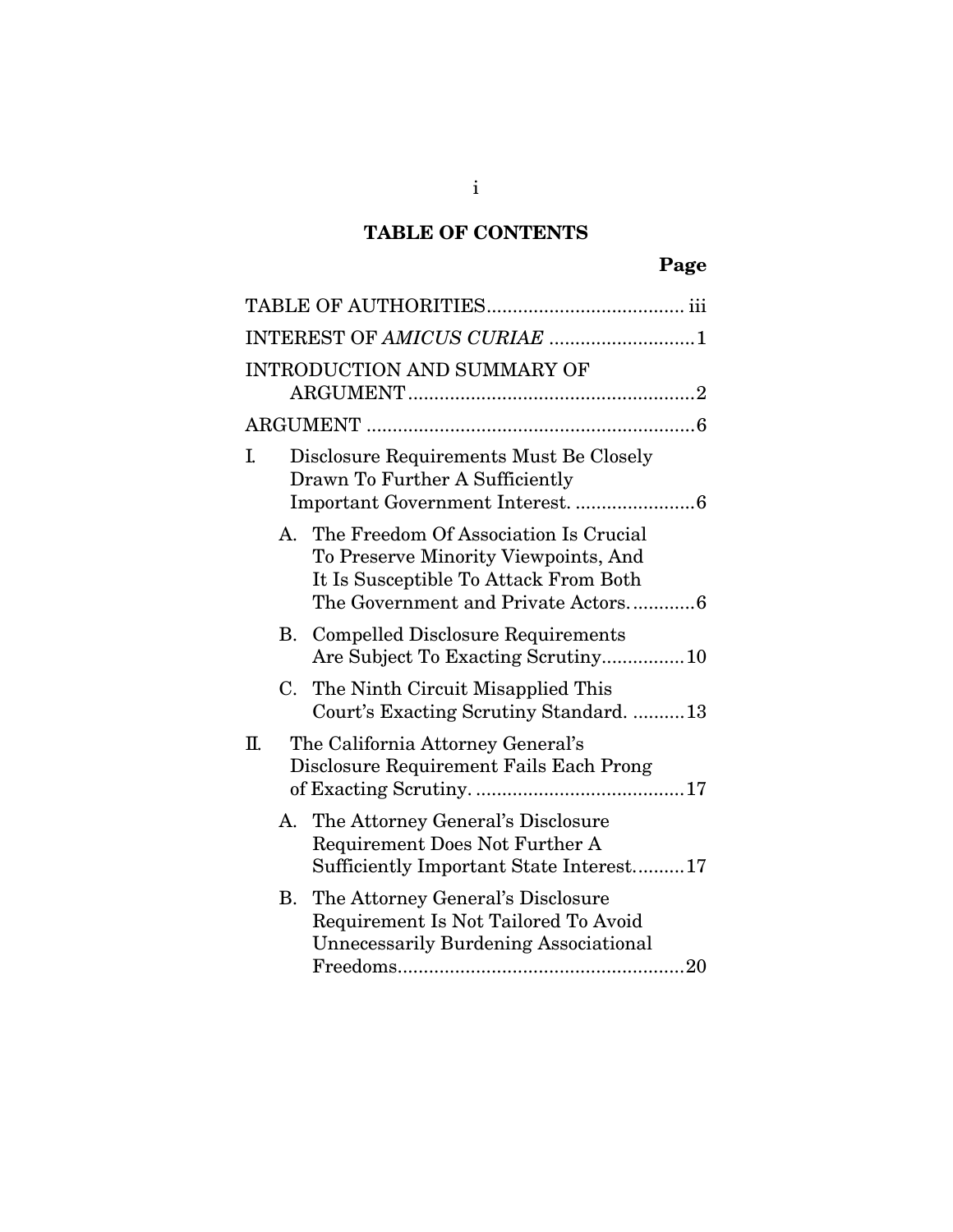# TABLE OF CONTENTS

| | Page |
|---|---|
| TABLE OF AUTHORITIES | iii |
| INTEREST OF *AMICUS CURIAE* | 1 |
| INTRODUCTION AND SUMMARY OF ARGUMENT | 2 |
| ARGUMENT | 6 |
| I. Disclosure Requirements Must Be Closely Drawn To Further A Sufficiently Important Government Interest. | 6 |
| A. The Freedom Of Association Is Crucial To Preserve Minority Viewpoints, And It Is Susceptible To Attack From Both The Government and Private Actors. | 6 |
| B. Compelled Disclosure Requirements Are Subject To Exacting Scrutiny. | 10 |
| C. The Ninth Circuit Misapplied This Court's Exacting Scrutiny Standard. | 13 |
| II. The California Attorney General's Disclosure Requirement Fails Each Prong of Exacting Scrutiny. | 17 |
| A. The Attorney General's Disclosure Requirement Does Not Further A Sufficiently Important State Interest. | 17 |
| B. The Attorney General's Disclosure Requirement Is Not Tailored To Avoid Unnecessarily Burdening Associational Freedoms. | 20 |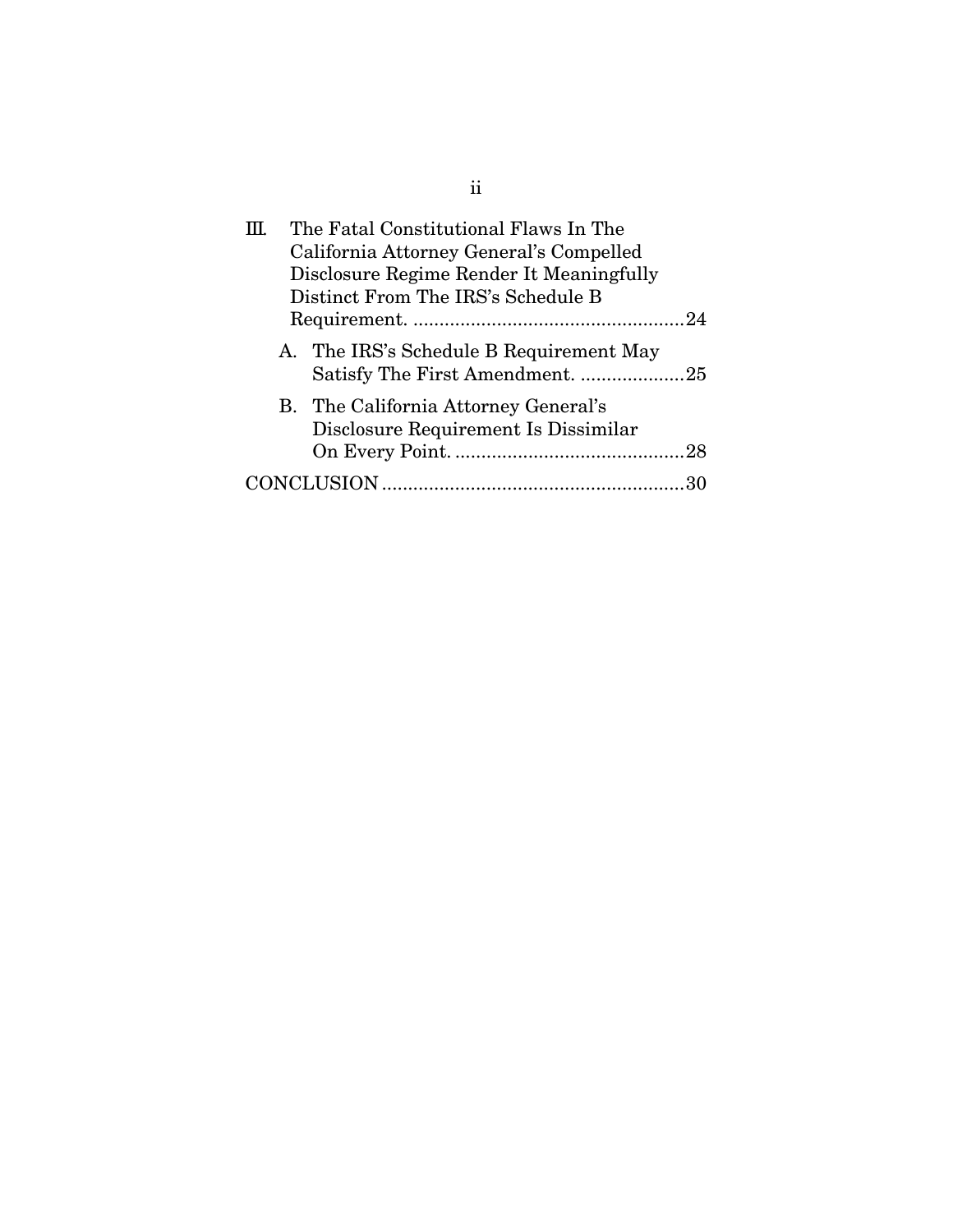III. The Fatal Constitutional Flaws In The California Attorney General's Compelled Disclosure Regime Render It Meaningfully Distinct From The IRS's Schedule B Requirement. ....................................................24

   A. The IRS's Schedule B Requirement May Satisfy The First Amendment. ....................25

   B. The California Attorney General's Disclosure Requirement Is Dissimilar On Every Point. ............................................28

CONCLUSION .........................................................30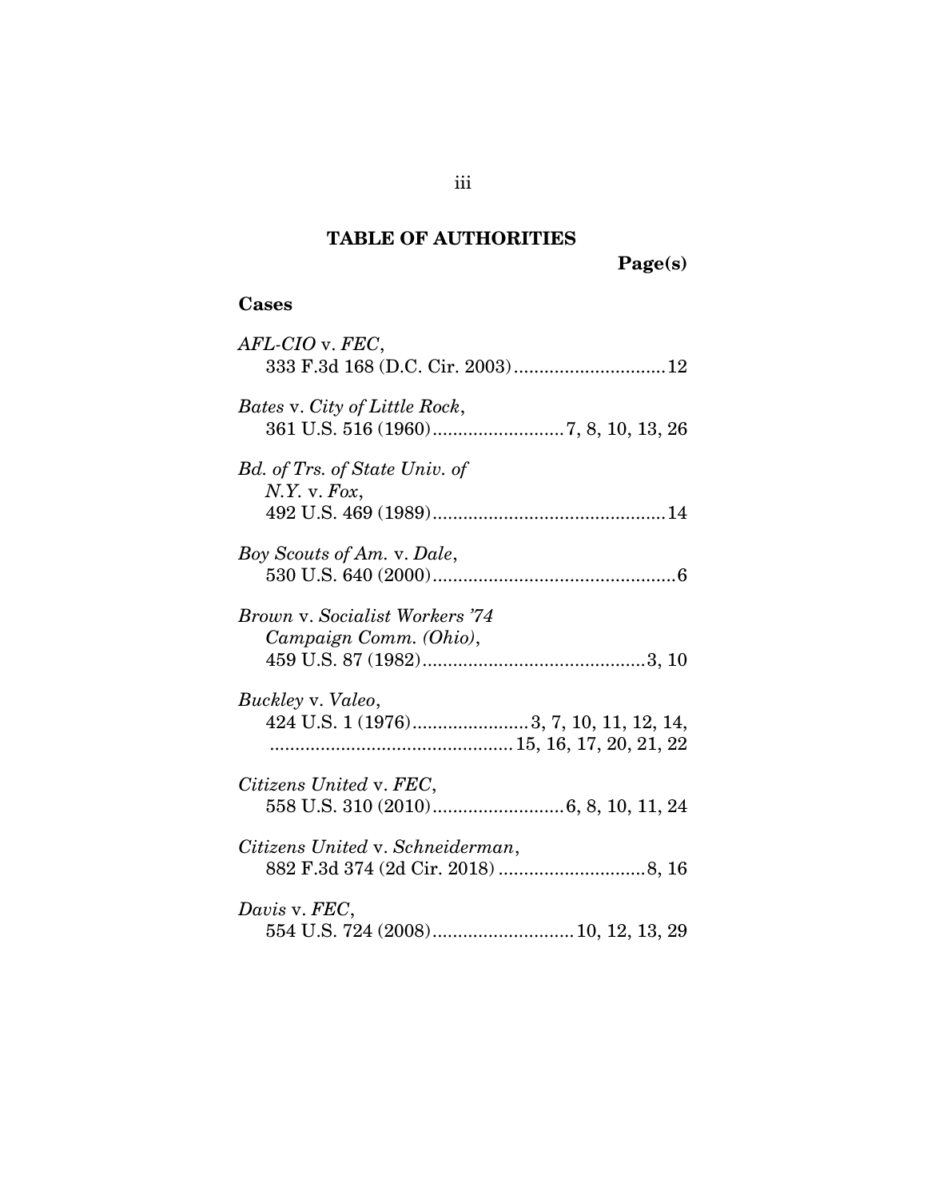## TABLE OF AUTHORITIES

**Page(s)**

### Cases

*AFL-CIO* v. *FEC*,
333 F.3d 168 (D.C. Cir. 2003) .......... 12

*Bates* v. *City of Little Rock*,
361 U.S. 516 (1960) .......... 7, 8, 10, 13, 26

*Bd. of Trs. of State Univ. of N.Y.* v. *Fox*,
492 U.S. 469 (1989) .......... 14

*Boy Scouts of Am.* v. *Dale*,
530 U.S. 640 (2000) .......... 6

*Brown* v. *Socialist Workers '74 Campaign Comm. (Ohio)*,
459 U.S. 87 (1982) .......... 3, 10

*Buckley* v. *Valeo*,
424 U.S. 1 (1976) .......... 3, 7, 10, 11, 12, 14, .......... 15, 16, 17, 20, 21, 22

*Citizens United* v. *FEC*,
558 U.S. 310 (2010) .......... 6, 8, 10, 11, 24

*Citizens United* v. *Schneiderman*,
882 F.3d 374 (2d Cir. 2018) .......... 8, 16

*Davis* v. *FEC*,
554 U.S. 724 (2008) .......... 10, 12, 13, 29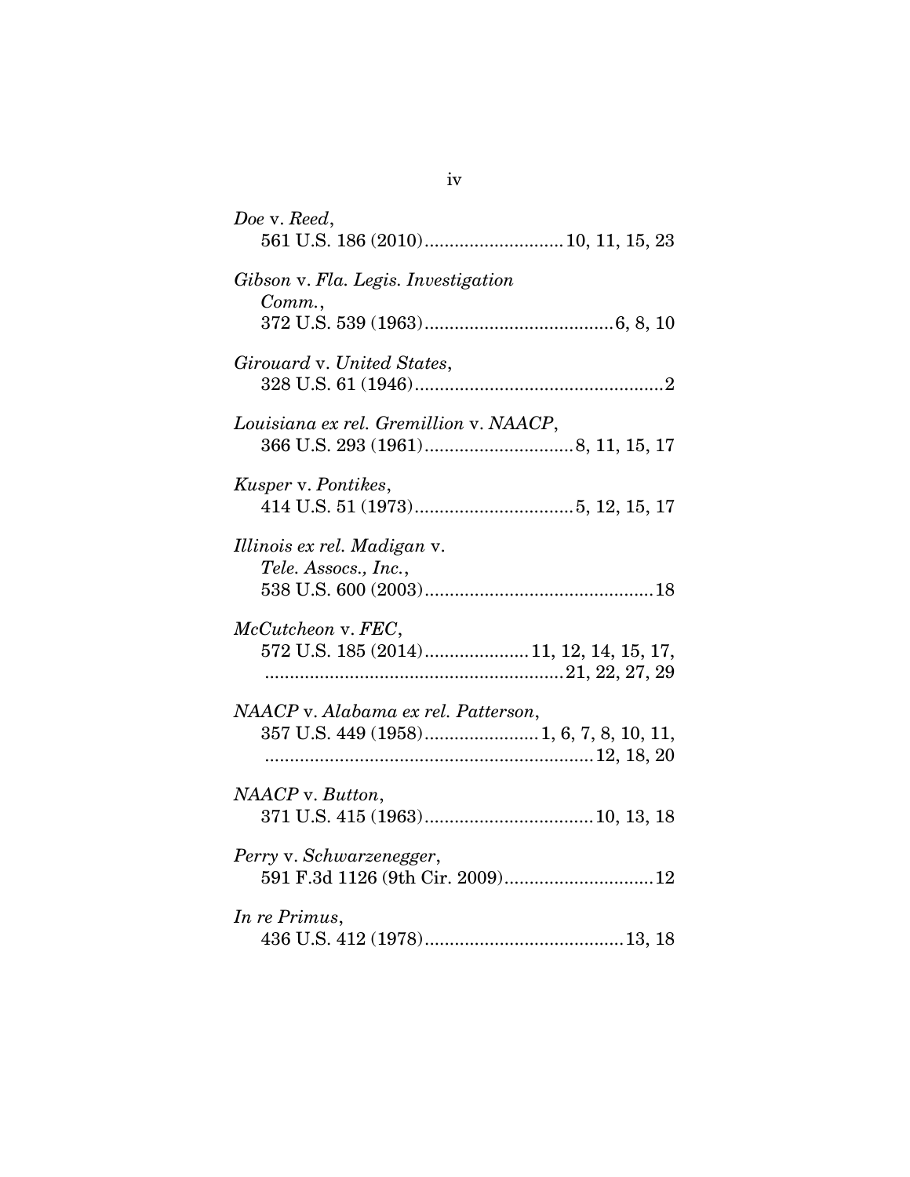*Doe* v. *Reed*,
561 U.S. 186 (2010)............................10, 11, 15, 23

*Gibson* v. *Fla. Legis. Investigation Comm.*,
372 U.S. 539 (1963)......................................6, 8, 10

*Girouard* v. *United States*,
328 U.S. 61 (1946)..................................................2

*Louisiana ex rel. Gremillion* v. *NAACP*,
366 U.S. 293 (1961)..............................8, 11, 15, 17

*Kusper* v. *Pontikes*,
414 U.S. 51 (1973)................................5, 12, 15, 17

*Illinois ex rel. Madigan* v. *Tele. Assocs., Inc.*,
538 U.S. 600 (2003)..............................................18

*McCutcheon* v. *FEC*,
572 U.S. 185 (2014).....................11, 12, 14, 15, 17, ............................................................21, 22, 27, 29

*NAACP* v. *Alabama ex rel. Patterson*,
357 U.S. 449 (1958).......................1, 6, 7, 8, 10, 11, .................................................................12, 18, 20

*NAACP* v. *Button*,
371 U.S. 415 (1963)..................................10, 13, 18

*Perry* v. *Schwarzenegger*,
591 F.3d 1126 (9th Cir. 2009)..............................12

*In re Primus*,
436 U.S. 412 (1978)........................................13, 18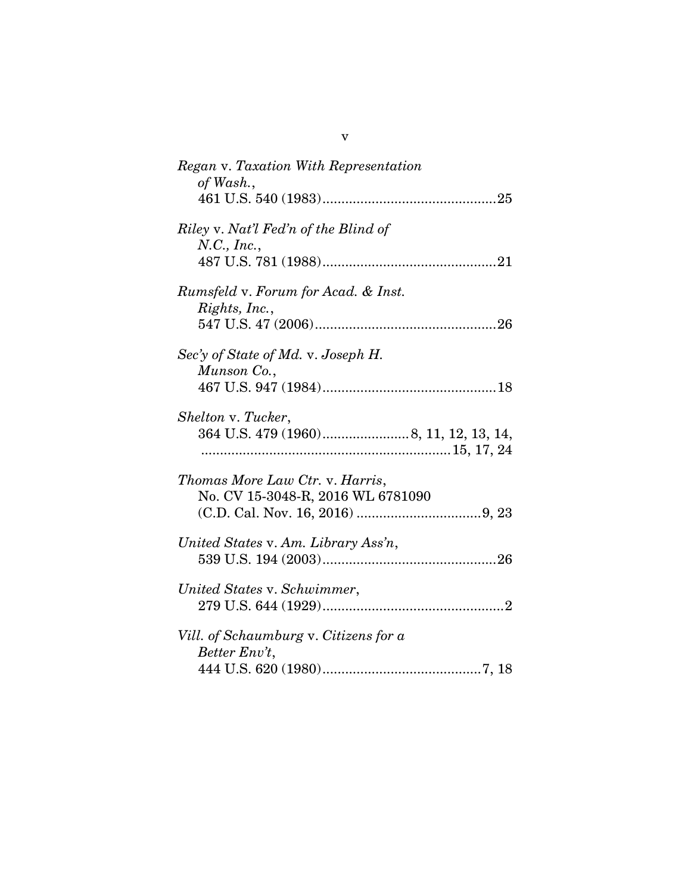*Regan* v. *Taxation With Representation of Wash.*,
461 U.S. 540 (1983)..............................................25

*Riley* v. *Nat'l Fed'n of the Blind of N.C., Inc.*,
487 U.S. 781 (1988)..............................................21

*Rumsfeld* v. *Forum for Acad. & Inst. Rights, Inc.*,
547 U.S. 47 (2006)................................................26

*Sec'y of State of Md.* v. *Joseph H. Munson Co.*,
467 U.S. 947 (1984)..............................................18

*Shelton* v. *Tucker*,
364 U.S. 479 (1960)......................8, 11, 12, 13, 14,
..................................................................15, 17, 24

*Thomas More Law Ctr.* v. *Harris*,
No. CV 15-3048-R, 2016 WL 6781090
(C.D. Cal. Nov. 16, 2016) .................................9, 23

*United States* v. *Am. Library Ass'n*,
539 U.S. 194 (2003)..............................................26

*United States* v. *Schwimmer*,
279 U.S. 644 (1929)................................................2

*Vill. of Schaumburg* v. *Citizens for a Better Env't*,
444 U.S. 620 (1980)..........................................7, 18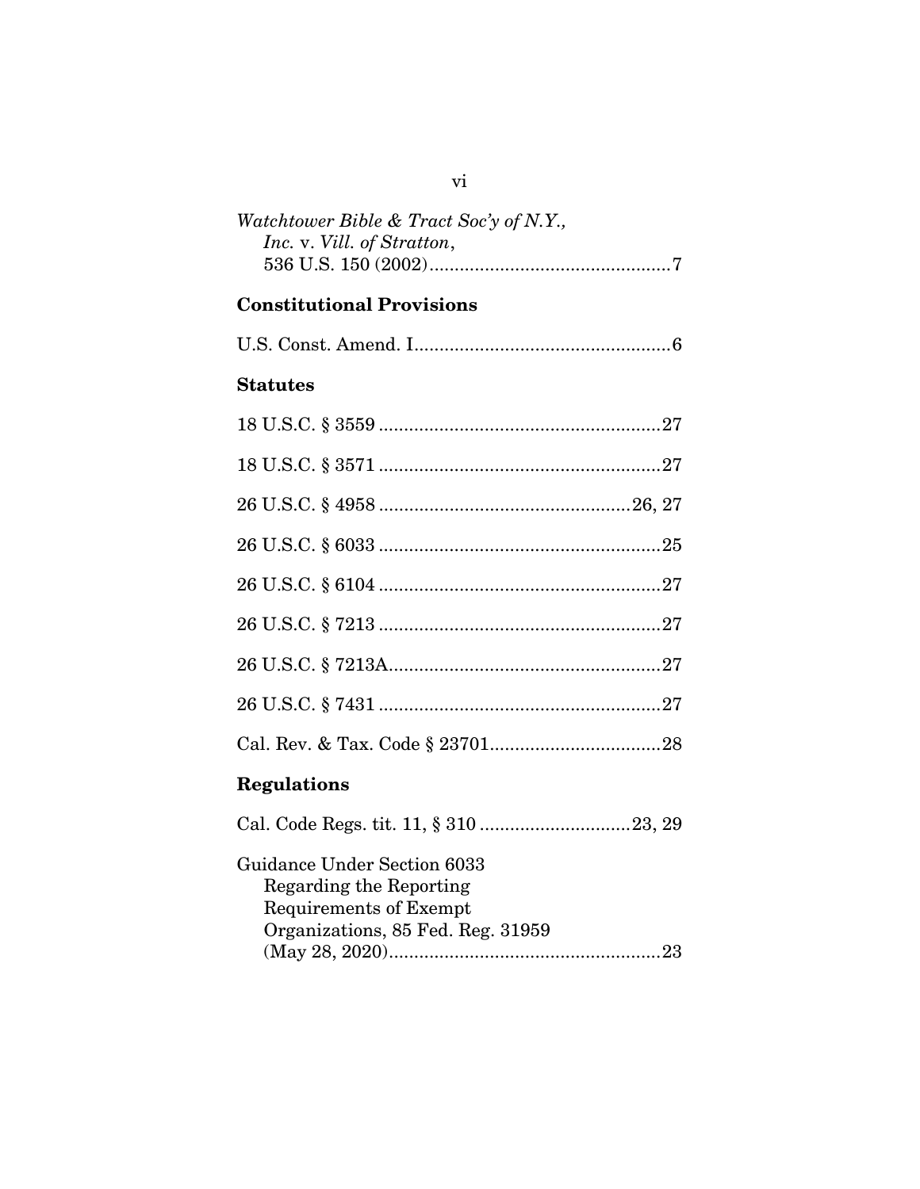*Watchtower Bible & Tract Soc'y of N.Y., Inc.* v. *Vill. of Stratton*, 536 U.S. 150 (2002)....................................................7

### Constitutional Provisions

U.S. Const. Amend. I....................................................6

### Statutes

18 U.S.C. § 3559 ....................................................27

18 U.S.C. § 3571 ....................................................27

26 U.S.C. § 4958 ....................................................26, 27

26 U.S.C. § 6033 ....................................................25

26 U.S.C. § 6104 ....................................................27

26 U.S.C. § 7213 ....................................................27

26 U.S.C. § 7213A....................................................27

26 U.S.C. § 7431 ....................................................27

Cal. Rev. & Tax. Code § 23701....................................................28

### Regulations

Cal. Code Regs. tit. 11, § 310 ....................................................23, 29

Guidance Under Section 6033 Regarding the Reporting Requirements of Exempt Organizations, 85 Fed. Reg. 31959 (May 28, 2020)....................................................23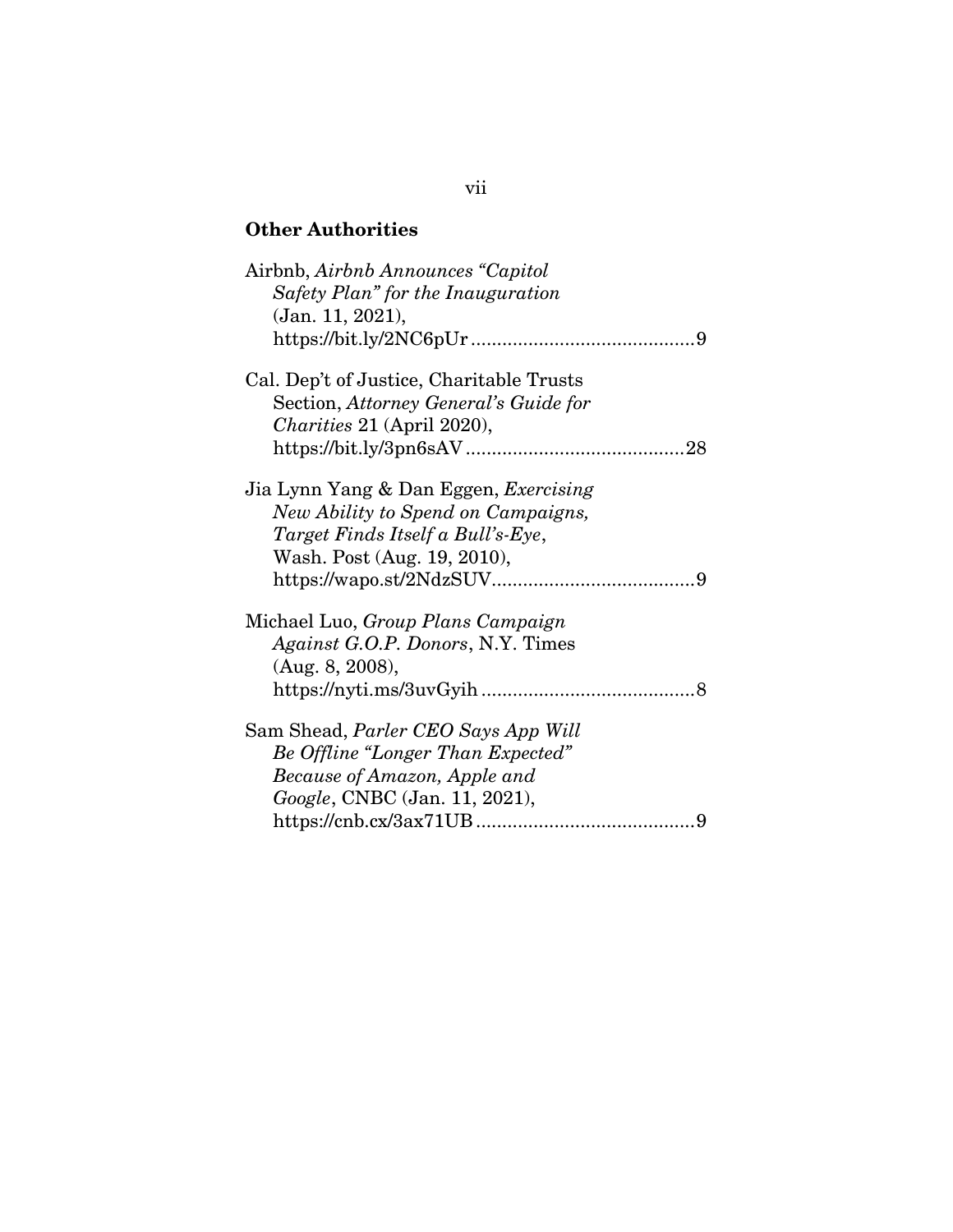**Other Authorities**

Airbnb, *Airbnb Announces "Capitol Safety Plan" for the Inauguration* (Jan. 11, 2021), https://bit.ly/2NC6pUr .......................................... 9

Cal. Dep't of Justice, Charitable Trusts Section, *Attorney General's Guide for Charities* 21 (April 2020), https://bit.ly/3pn6sAV .......................................... 28

Jia Lynn Yang & Dan Eggen, *Exercising New Ability to Spend on Campaigns, Target Finds Itself a Bull's-Eye*, Wash. Post (Aug. 19, 2010), https://wapo.st/2NdzSUV....................................... 9

Michael Luo, *Group Plans Campaign Against G.O.P. Donors*, N.Y. Times (Aug. 8, 2008), https://nyti.ms/3uvGyih ......................................... 8

Sam Shead, *Parler CEO Says App Will Be Offline "Longer Than Expected" Because of Amazon, Apple and Google*, CNBC (Jan. 11, 2021), https://cnb.cx/3ax71UB .......................................... 9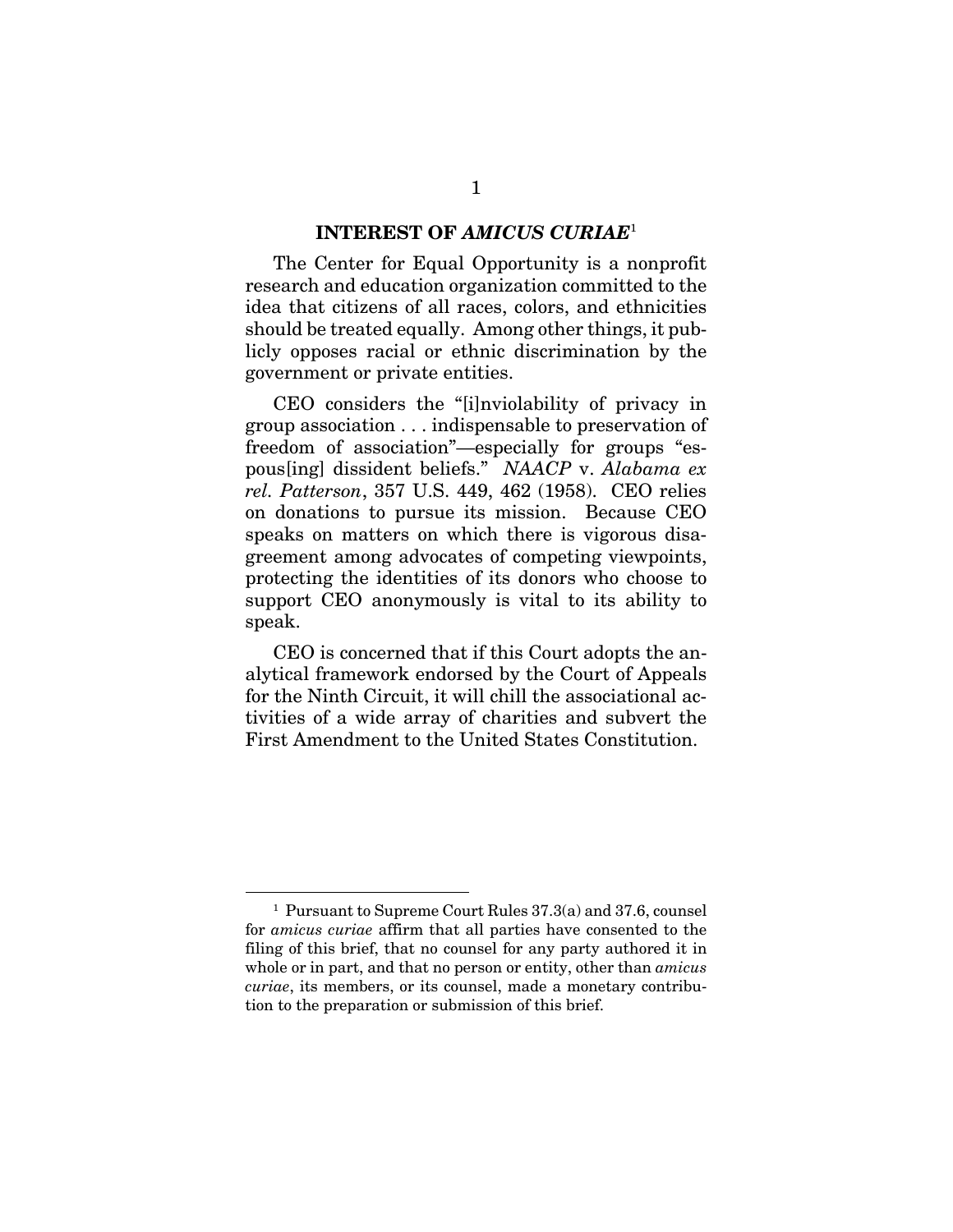## INTEREST OF *AMICUS CURIAE*[1]

The Center for Equal Opportunity is a nonprofit research and education organization committed to the idea that citizens of all races, colors, and ethnicities should be treated equally. Among other things, it publicly opposes racial or ethnic discrimination by the government or private entities.

CEO considers the "[i]nviolability of privacy in group association . . . indispensable to preservation of freedom of association"—especially for groups "espous[ing] dissident beliefs." *NAACP* v. *Alabama ex rel. Patterson*, 357 U.S. 449, 462 (1958). CEO relies on donations to pursue its mission. Because CEO speaks on matters on which there is vigorous disagreement among advocates of competing viewpoints, protecting the identities of its donors who choose to support CEO anonymously is vital to its ability to speak.

CEO is concerned that if this Court adopts the analytical framework endorsed by the Court of Appeals for the Ninth Circuit, it will chill the associational activities of a wide array of charities and subvert the First Amendment to the United States Constitution.

---

[1] Pursuant to Supreme Court Rules 37.3(a) and 37.6, counsel for *amicus curiae* affirm that all parties have consented to the filing of this brief, that no counsel for any party authored it in whole or in part, and that no person or entity, other than *amicus curiae*, its members, or its counsel, made a monetary contribution to the preparation or submission of this brief.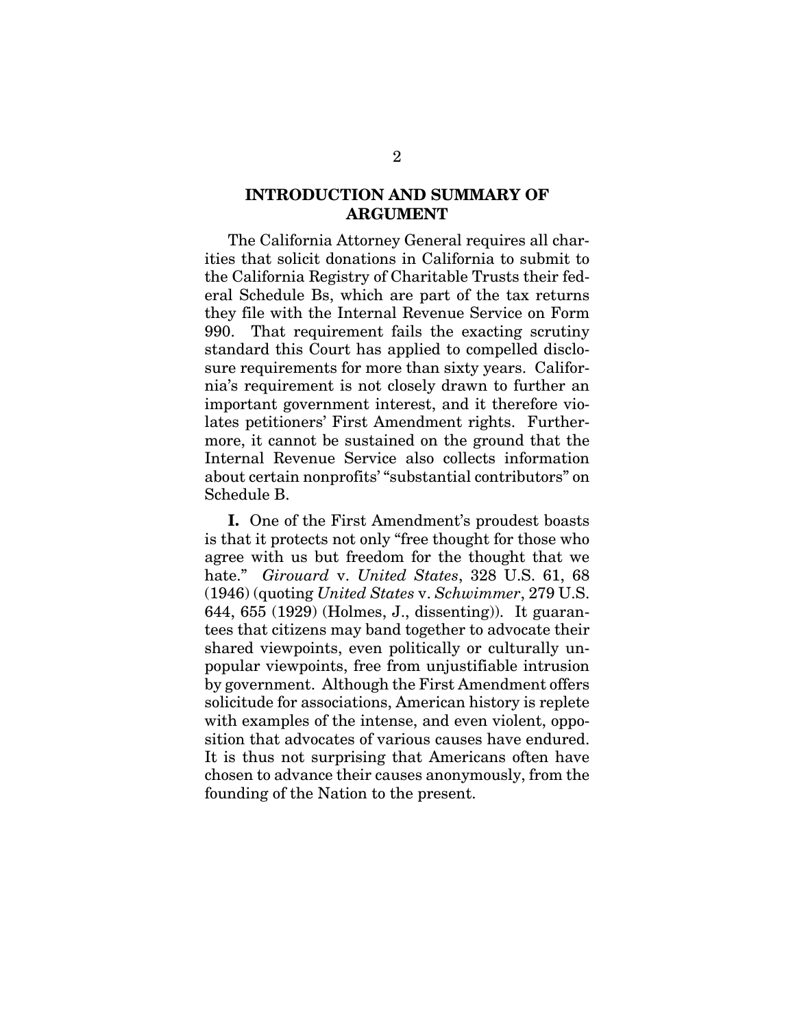## INTRODUCTION AND SUMMARY OF ARGUMENT

The California Attorney General requires all charities that solicit donations in California to submit to the California Registry of Charitable Trusts their federal Schedule Bs, which are part of the tax returns they file with the Internal Revenue Service on Form 990. That requirement fails the exacting scrutiny standard this Court has applied to compelled disclosure requirements for more than sixty years. California's requirement is not closely drawn to further an important government interest, and it therefore violates petitioners' First Amendment rights. Furthermore, it cannot be sustained on the ground that the Internal Revenue Service also collects information about certain nonprofits' "substantial contributors" on Schedule B.

**I.** One of the First Amendment's proudest boasts is that it protects not only "free thought for those who agree with us but freedom for the thought that we hate." *Girouard* v. *United States*, 328 U.S. 61, 68 (1946) (quoting *United States* v. *Schwimmer*, 279 U.S. 644, 655 (1929) (Holmes, J., dissenting)). It guarantees that citizens may band together to advocate their shared viewpoints, even politically or culturally unpopular viewpoints, free from unjustifiable intrusion by government. Although the First Amendment offers solicitude for associations, American history is replete with examples of the intense, and even violent, opposition that advocates of various causes have endured. It is thus not surprising that Americans often have chosen to advance their causes anonymously, from the founding of the Nation to the present.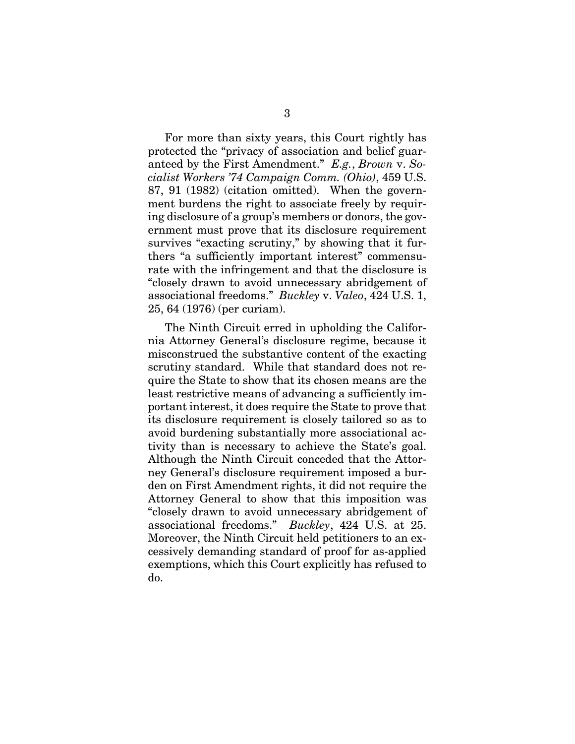For more than sixty years, this Court rightly has protected the "privacy of association and belief guaranteed by the First Amendment." *E.g.*, *Brown* v. *Socialist Workers '74 Campaign Comm. (Ohio)*, 459 U.S. 87, 91 (1982) (citation omitted). When the government burdens the right to associate freely by requiring disclosure of a group's members or donors, the government must prove that its disclosure requirement survives "exacting scrutiny," by showing that it furthers "a sufficiently important interest" commensurate with the infringement and that the disclosure is "closely drawn to avoid unnecessary abridgement of associational freedoms." *Buckley* v. *Valeo*, 424 U.S. 1, 25, 64 (1976) (per curiam).

The Ninth Circuit erred in upholding the California Attorney General's disclosure regime, because it misconstrued the substantive content of the exacting scrutiny standard. While that standard does not require the State to show that its chosen means are the least restrictive means of advancing a sufficiently important interest, it does require the State to prove that its disclosure requirement is closely tailored so as to avoid burdening substantially more associational activity than is necessary to achieve the State's goal. Although the Ninth Circuit conceded that the Attorney General's disclosure requirement imposed a burden on First Amendment rights, it did not require the Attorney General to show that this imposition was "closely drawn to avoid unnecessary abridgement of associational freedoms." *Buckley*, 424 U.S. at 25. Moreover, the Ninth Circuit held petitioners to an excessively demanding standard of proof for as-applied exemptions, which this Court explicitly has refused to do.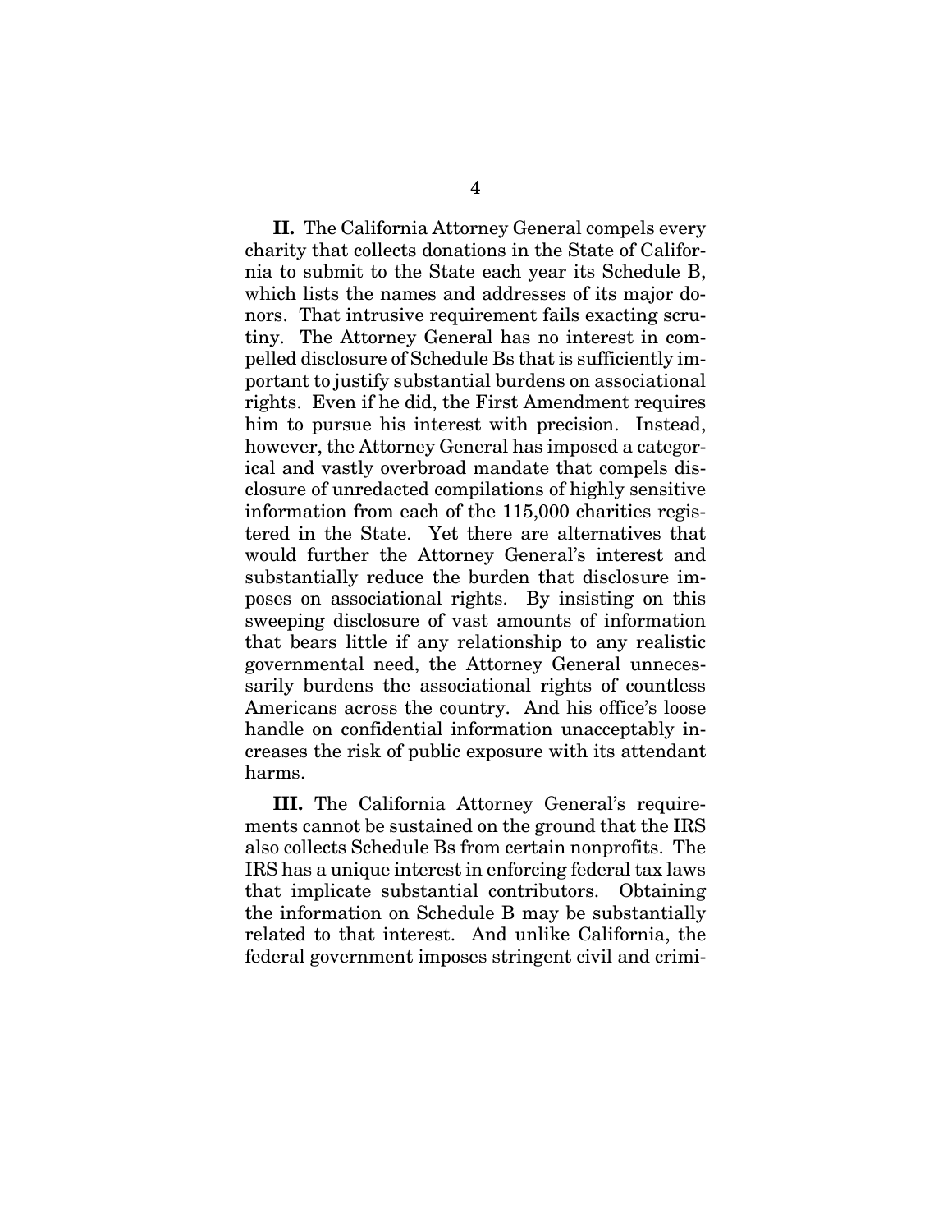**II.** The California Attorney General compels every charity that collects donations in the State of California to submit to the State each year its Schedule B, which lists the names and addresses of its major donors. That intrusive requirement fails exacting scrutiny. The Attorney General has no interest in compelled disclosure of Schedule Bs that is sufficiently important to justify substantial burdens on associational rights. Even if he did, the First Amendment requires him to pursue his interest with precision. Instead, however, the Attorney General has imposed a categorical and vastly overbroad mandate that compels disclosure of unredacted compilations of highly sensitive information from each of the 115,000 charities registered in the State. Yet there are alternatives that would further the Attorney General's interest and substantially reduce the burden that disclosure imposes on associational rights. By insisting on this sweeping disclosure of vast amounts of information that bears little if any relationship to any realistic governmental need, the Attorney General unnecessarily burdens the associational rights of countless Americans across the country. And his office's loose handle on confidential information unacceptably increases the risk of public exposure with its attendant harms.

**III.** The California Attorney General's requirements cannot be sustained on the ground that the IRS also collects Schedule Bs from certain nonprofits. The IRS has a unique interest in enforcing federal tax laws that implicate substantial contributors. Obtaining the information on Schedule B may be substantially related to that interest. And unlike California, the federal government imposes stringent civil and crimi-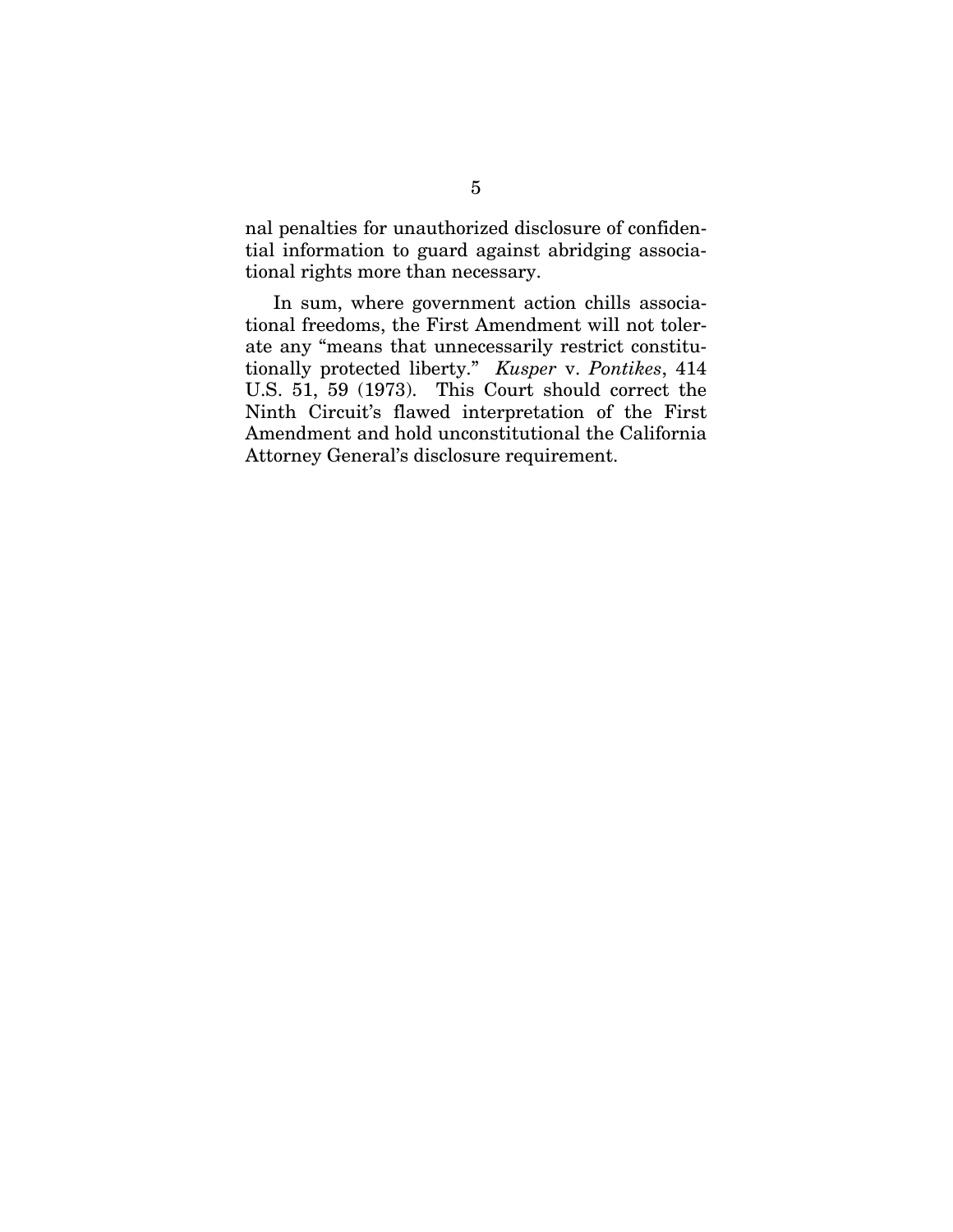nal penalties for unauthorized disclosure of confidential information to guard against abridging associational rights more than necessary.

In sum, where government action chills associational freedoms, the First Amendment will not tolerate any "means that unnecessarily restrict constitutionally protected liberty." *Kusper* v. *Pontikes*, 414 U.S. 51, 59 (1973). This Court should correct the Ninth Circuit's flawed interpretation of the First Amendment and hold unconstitutional the California Attorney General's disclosure requirement.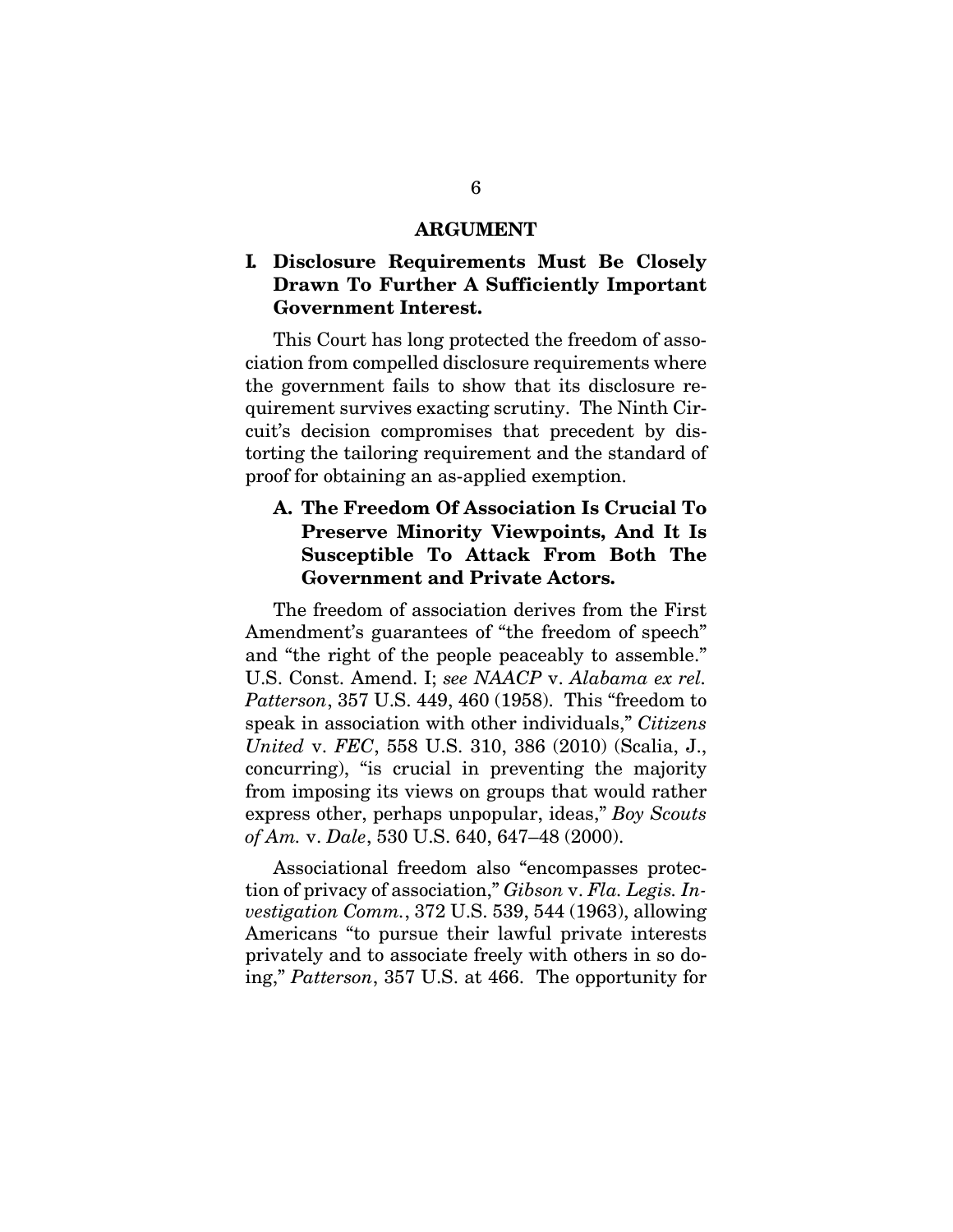# ARGUMENT

## I. Disclosure Requirements Must Be Closely Drawn To Further A Sufficiently Important Government Interest.

This Court has long protected the freedom of association from compelled disclosure requirements where the government fails to show that its disclosure requirement survives exacting scrutiny. The Ninth Circuit's decision compromises that precedent by distorting the tailoring requirement and the standard of proof for obtaining an as-applied exemption.

### A. The Freedom Of Association Is Crucial To Preserve Minority Viewpoints, And It Is Susceptible To Attack From Both The Government and Private Actors.

The freedom of association derives from the First Amendment's guarantees of "the freedom of speech" and "the right of the people peaceably to assemble." U.S. Const. Amend. I; *see NAACP* v. *Alabama ex rel. Patterson*, 357 U.S. 449, 460 (1958). This "freedom to speak in association with other individuals," *Citizens United* v. *FEC*, 558 U.S. 310, 386 (2010) (Scalia, J., concurring), "is crucial in preventing the majority from imposing its views on groups that would rather express other, perhaps unpopular, ideas," *Boy Scouts of Am.* v. *Dale*, 530 U.S. 640, 647–48 (2000).

Associational freedom also "encompasses protection of privacy of association," *Gibson* v. *Fla. Legis. Investigation Comm.*, 372 U.S. 539, 544 (1963), allowing Americans "to pursue their lawful private interests privately and to associate freely with others in so doing," *Patterson*, 357 U.S. at 466. The opportunity for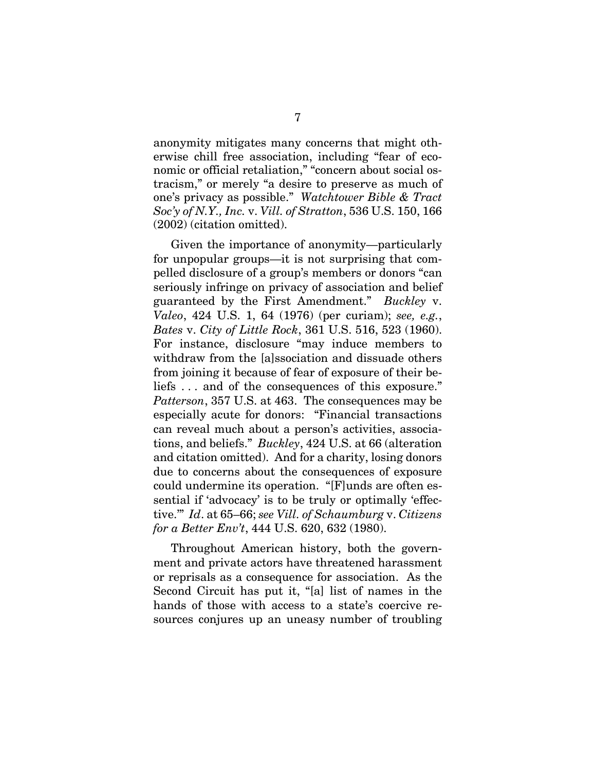anonymity mitigates many concerns that might otherwise chill free association, including "fear of economic or official retaliation," "concern about social ostracism," or merely "a desire to preserve as much of one's privacy as possible." *Watchtower Bible & Tract Soc'y of N.Y., Inc.* v. *Vill. of Stratton*, 536 U.S. 150, 166 (2002) (citation omitted).

Given the importance of anonymity—particularly for unpopular groups—it is not surprising that compelled disclosure of a group's members or donors "can seriously infringe on privacy of association and belief guaranteed by the First Amendment." *Buckley* v. *Valeo*, 424 U.S. 1, 64 (1976) (per curiam); *see, e.g.*, *Bates* v. *City of Little Rock*, 361 U.S. 516, 523 (1960). For instance, disclosure "may induce members to withdraw from the [a]ssociation and dissuade others from joining it because of fear of exposure of their beliefs . . . and of the consequences of this exposure." *Patterson*, 357 U.S. at 463. The consequences may be especially acute for donors: "Financial transactions can reveal much about a person's activities, associations, and beliefs." *Buckley*, 424 U.S. at 66 (alteration and citation omitted). And for a charity, losing donors due to concerns about the consequences of exposure could undermine its operation. "[F]unds are often essential if 'advocacy' is to be truly or optimally 'effective.'" *Id*. at 65–66; *see Vill. of Schaumburg* v. *Citizens for a Better Env't*, 444 U.S. 620, 632 (1980).

Throughout American history, both the government and private actors have threatened harassment or reprisals as a consequence for association. As the Second Circuit has put it, "[a] list of names in the hands of those with access to a state's coercive resources conjures up an uneasy number of troubling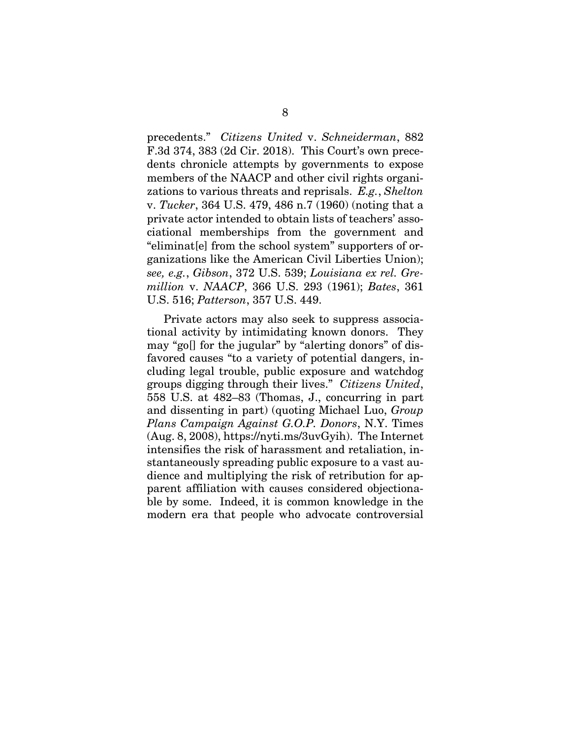precedents." *Citizens United* v. *Schneiderman*, 882 F.3d 374, 383 (2d Cir. 2018). This Court's own precedents chronicle attempts by governments to expose members of the NAACP and other civil rights organizations to various threats and reprisals. *E.g.*, *Shelton* v. *Tucker*, 364 U.S. 479, 486 n.7 (1960) (noting that a private actor intended to obtain lists of teachers' associational memberships from the government and "eliminat[e] from the school system" supporters of organizations like the American Civil Liberties Union); *see, e.g.*, *Gibson*, 372 U.S. 539; *Louisiana ex rel. Gremillion* v. *NAACP*, 366 U.S. 293 (1961); *Bates*, 361 U.S. 516; *Patterson*, 357 U.S. 449.

Private actors may also seek to suppress associational activity by intimidating known donors. They may "go[] for the jugular" by "alerting donors" of disfavored causes "to a variety of potential dangers, including legal trouble, public exposure and watchdog groups digging through their lives." *Citizens United*, 558 U.S. at 482–83 (Thomas, J., concurring in part and dissenting in part) (quoting Michael Luo, *Group Plans Campaign Against G.O.P. Donors*, N.Y. Times (Aug. 8, 2008), https://nyti.ms/3uvGyih). The Internet intensifies the risk of harassment and retaliation, instantaneously spreading public exposure to a vast audience and multiplying the risk of retribution for apparent affiliation with causes considered objectionable by some. Indeed, it is common knowledge in the modern era that people who advocate controversial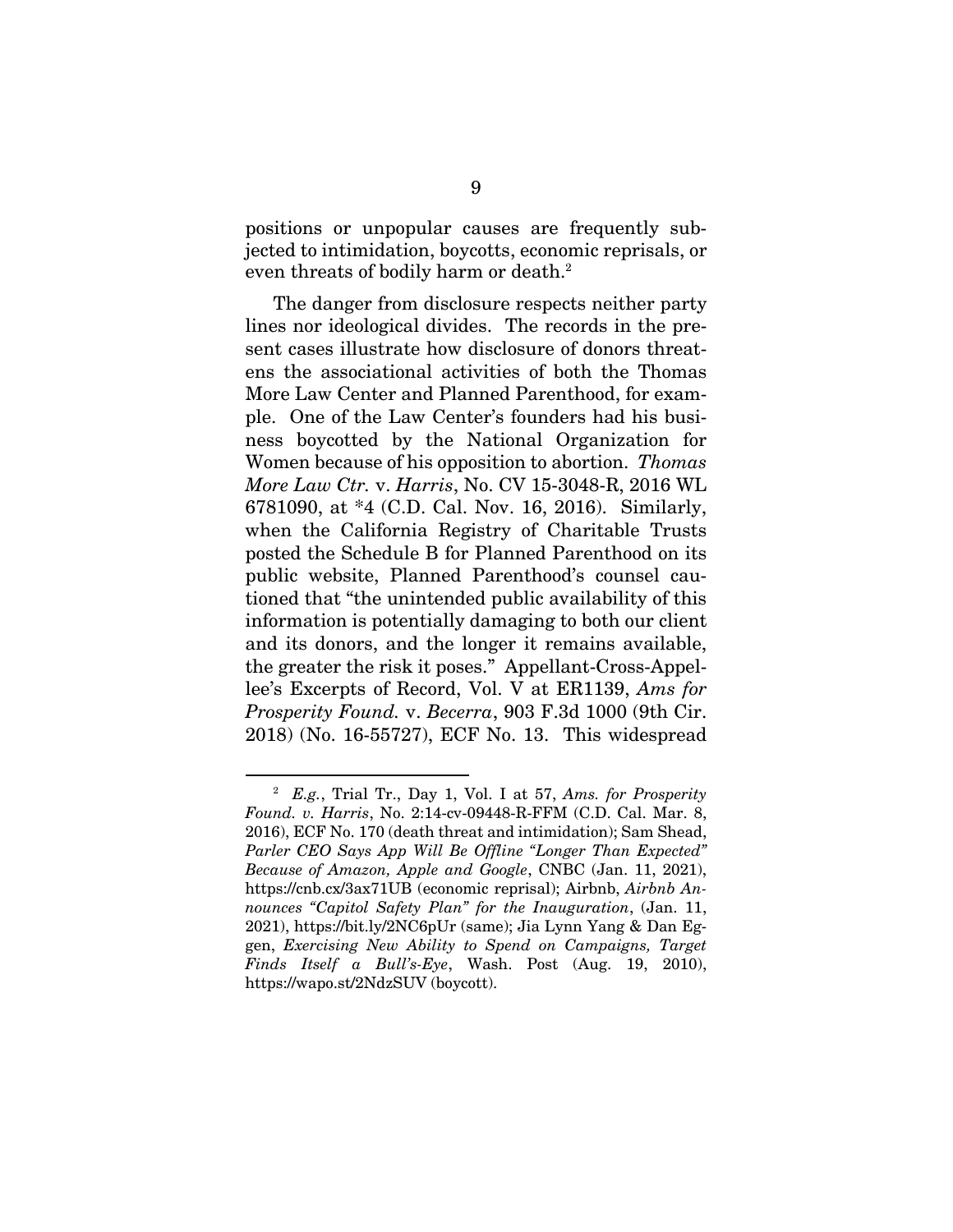positions or unpopular causes are frequently subjected to intimidation, boycotts, economic reprisals, or even threats of bodily harm or death.[2]

The danger from disclosure respects neither party lines nor ideological divides. The records in the present cases illustrate how disclosure of donors threatens the associational activities of both the Thomas More Law Center and Planned Parenthood, for example. One of the Law Center's founders had his business boycotted by the National Organization for Women because of his opposition to abortion. *Thomas More Law Ctr.* v. *Harris*, No. CV 15-3048-R, 2016 WL 6781090, at *4 (C.D. Cal. Nov. 16, 2016). Similarly, when the California Registry of Charitable Trusts posted the Schedule B for Planned Parenthood on its public website, Planned Parenthood's counsel cautioned that "the unintended public availability of this information is potentially damaging to both our client and its donors, and the longer it remains available, the greater the risk it poses." Appellant-Cross-Appellee's Excerpts of Record, Vol. V at ER1139, *Ams for Prosperity Found.* v. *Becerra*, 903 F.3d 1000 (9th Cir. 2018) (No. 16-55727), ECF No. 13. This widespread

---

[2] *E.g.*, Trial Tr., Day 1, Vol. I at 57, *Ams. for Prosperity Found. v. Harris*, No. 2:14-cv-09448-R-FFM (C.D. Cal. Mar. 8, 2016), ECF No. 170 (death threat and intimidation); Sam Shead, *Parler CEO Says App Will Be Offline "Longer Than Expected" Because of Amazon, Apple and Google*, CNBC (Jan. 11, 2021), https://cnb.cx/3ax71UB (economic reprisal); Airbnb, *Airbnb Announces "Capitol Safety Plan" for the Inauguration*, (Jan. 11, 2021), https://bit.ly/2NC6pUr (same); Jia Lynn Yang & Dan Eggen, *Exercising New Ability to Spend on Campaigns, Target Finds Itself a Bull's-Eye*, Wash. Post (Aug. 19, 2010), https://wapo.st/2NdzSUV (boycott).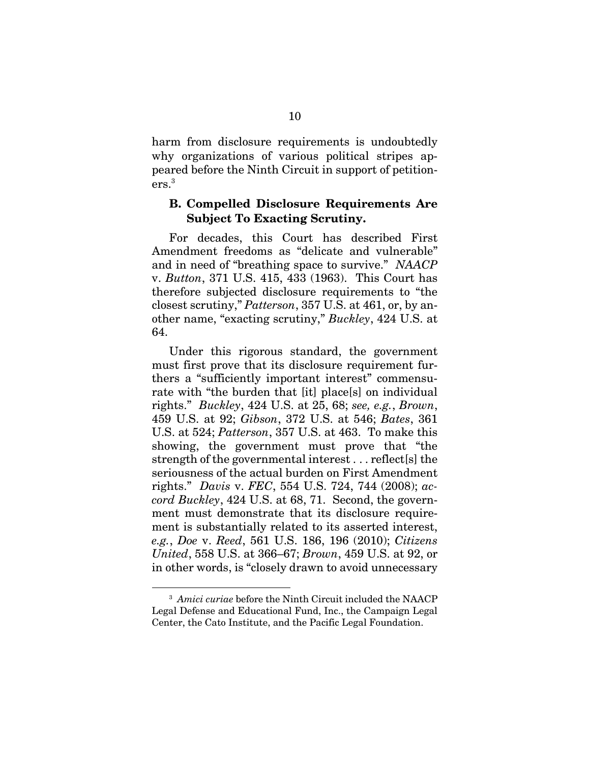harm from disclosure requirements is undoubtedly why organizations of various political stripes appeared before the Ninth Circuit in support of petitioners.[3]

### B. Compelled Disclosure Requirements Are Subject To Exacting Scrutiny.

For decades, this Court has described First Amendment freedoms as "delicate and vulnerable" and in need of "breathing space to survive." *NAACP* v. *Button*, 371 U.S. 415, 433 (1963). This Court has therefore subjected disclosure requirements to "the closest scrutiny," *Patterson*, 357 U.S. at 461, or, by another name, "exacting scrutiny," *Buckley*, 424 U.S. at 64.

Under this rigorous standard, the government must first prove that its disclosure requirement furthers a "sufficiently important interest" commensurate with "the burden that [it] place[s] on individual rights." *Buckley*, 424 U.S. at 25, 68; *see, e.g.*, *Brown*, 459 U.S. at 92; *Gibson*, 372 U.S. at 546; *Bates*, 361 U.S. at 524; *Patterson*, 357 U.S. at 463. To make this showing, the government must prove that "the strength of the governmental interest . . . reflect[s] the seriousness of the actual burden on First Amendment rights." *Davis* v. *FEC*, 554 U.S. 724, 744 (2008); *accord Buckley*, 424 U.S. at 68, 71. Second, the government must demonstrate that its disclosure requirement is substantially related to its asserted interest, *e.g.*, *Doe* v. *Reed*, 561 U.S. 186, 196 (2010); *Citizens United*, 558 U.S. at 366–67; *Brown*, 459 U.S. at 92, or in other words, is "closely drawn to avoid unnecessary

---

[3] *Amici curiae* before the Ninth Circuit included the NAACP Legal Defense and Educational Fund, Inc., the Campaign Legal Center, the Cato Institute, and the Pacific Legal Foundation.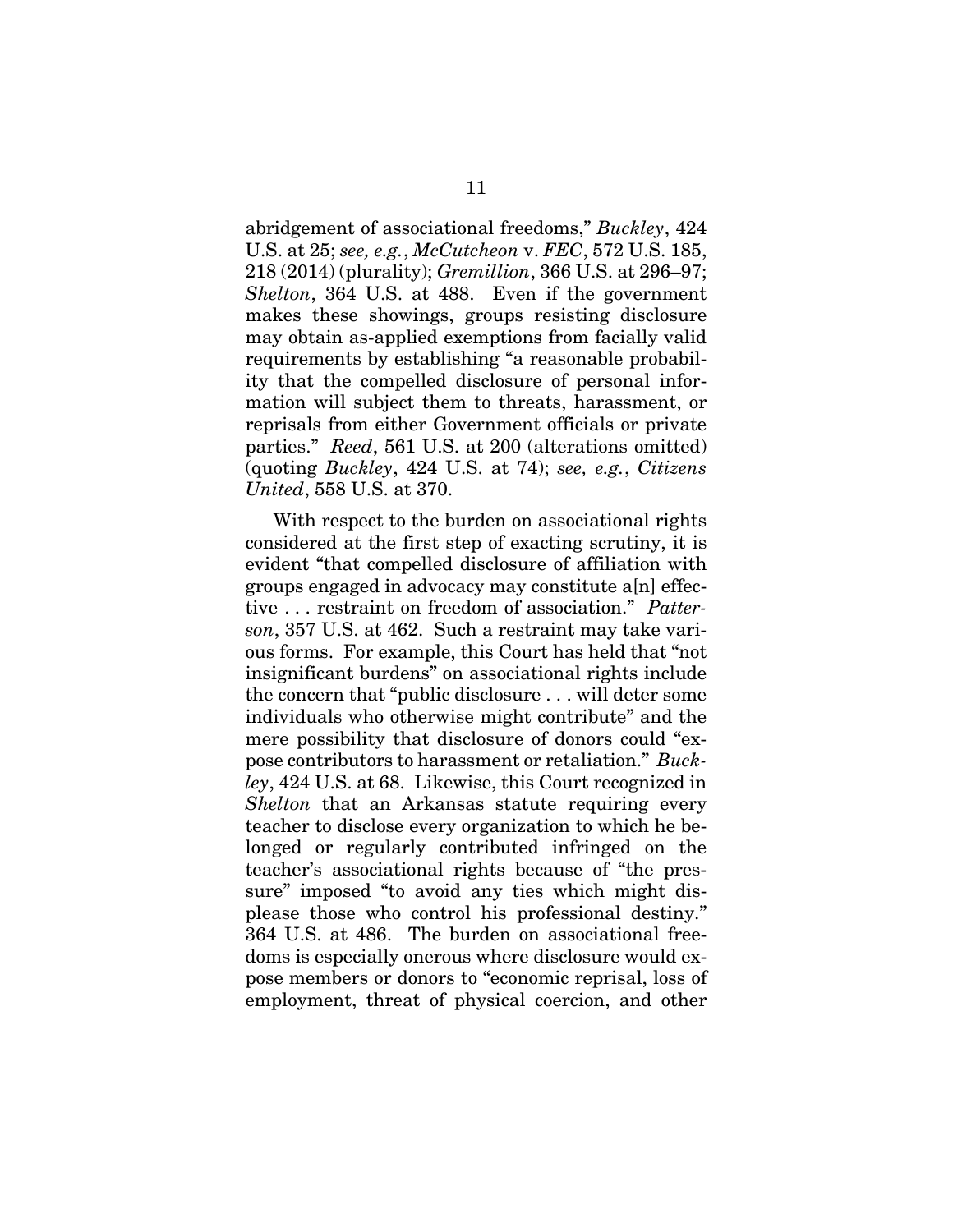abridgement of associational freedoms," *Buckley*, 424 U.S. at 25; *see, e.g.*, *McCutcheon* v. *FEC*, 572 U.S. 185, 218 (2014) (plurality); *Gremillion*, 366 U.S. at 296–97; *Shelton*, 364 U.S. at 488. Even if the government makes these showings, groups resisting disclosure may obtain as-applied exemptions from facially valid requirements by establishing "a reasonable probability that the compelled disclosure of personal information will subject them to threats, harassment, or reprisals from either Government officials or private parties." *Reed*, 561 U.S. at 200 (alterations omitted) (quoting *Buckley*, 424 U.S. at 74); *see, e.g.*, *Citizens United*, 558 U.S. at 370.

With respect to the burden on associational rights considered at the first step of exacting scrutiny, it is evident "that compelled disclosure of affiliation with groups engaged in advocacy may constitute a[n] effective . . . restraint on freedom of association." *Patterson*, 357 U.S. at 462. Such a restraint may take various forms. For example, this Court has held that "not insignificant burdens" on associational rights include the concern that "public disclosure . . . will deter some individuals who otherwise might contribute" and the mere possibility that disclosure of donors could "expose contributors to harassment or retaliation." *Buckley*, 424 U.S. at 68. Likewise, this Court recognized in *Shelton* that an Arkansas statute requiring every teacher to disclose every organization to which he belonged or regularly contributed infringed on the teacher's associational rights because of "the pressure" imposed "to avoid any ties which might displease those who control his professional destiny." 364 U.S. at 486. The burden on associational freedoms is especially onerous where disclosure would expose members or donors to "economic reprisal, loss of employment, threat of physical coercion, and other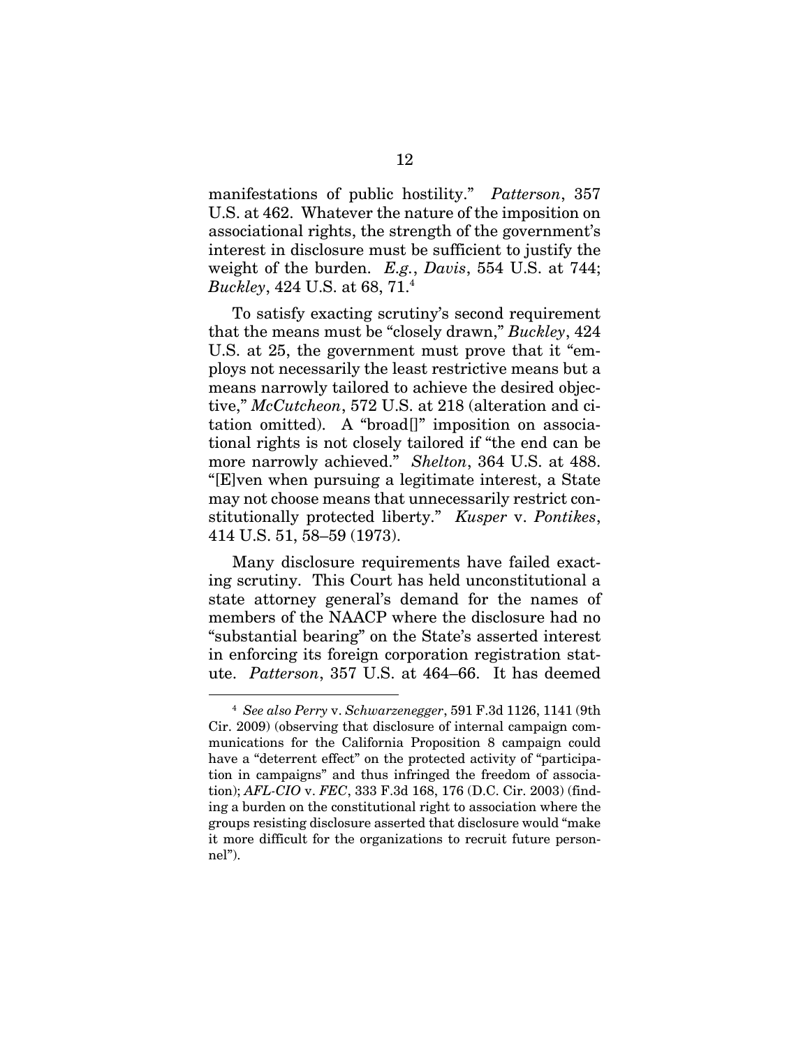manifestations of public hostility." *Patterson*, 357 U.S. at 462. Whatever the nature of the imposition on associational rights, the strength of the government's interest in disclosure must be sufficient to justify the weight of the burden. *E.g.*, *Davis*, 554 U.S. at 744; *Buckley*, 424 U.S. at 68, 71.[4]

To satisfy exacting scrutiny's second requirement that the means must be "closely drawn," *Buckley*, 424 U.S. at 25, the government must prove that it "employs not necessarily the least restrictive means but a means narrowly tailored to achieve the desired objective," *McCutcheon*, 572 U.S. at 218 (alteration and citation omitted). A "broad[]" imposition on associational rights is not closely tailored if "the end can be more narrowly achieved." *Shelton*, 364 U.S. at 488. "[E]ven when pursuing a legitimate interest, a State may not choose means that unnecessarily restrict constitutionally protected liberty." *Kusper* v. *Pontikes*, 414 U.S. 51, 58–59 (1973).

Many disclosure requirements have failed exacting scrutiny. This Court has held unconstitutional a state attorney general's demand for the names of members of the NAACP where the disclosure had no "substantial bearing" on the State's asserted interest in enforcing its foreign corporation registration statute. *Patterson*, 357 U.S. at 464–66. It has deemed

---

[4] *See also Perry* v. *Schwarzenegger*, 591 F.3d 1126, 1141 (9th Cir. 2009) (observing that disclosure of internal campaign communications for the California Proposition 8 campaign could have a "deterrent effect" on the protected activity of "participation in campaigns" and thus infringed the freedom of association); *AFL-CIO* v. *FEC*, 333 F.3d 168, 176 (D.C. Cir. 2003) (finding a burden on the constitutional right to association where the groups resisting disclosure asserted that disclosure would "make it more difficult for the organizations to recruit future personnel").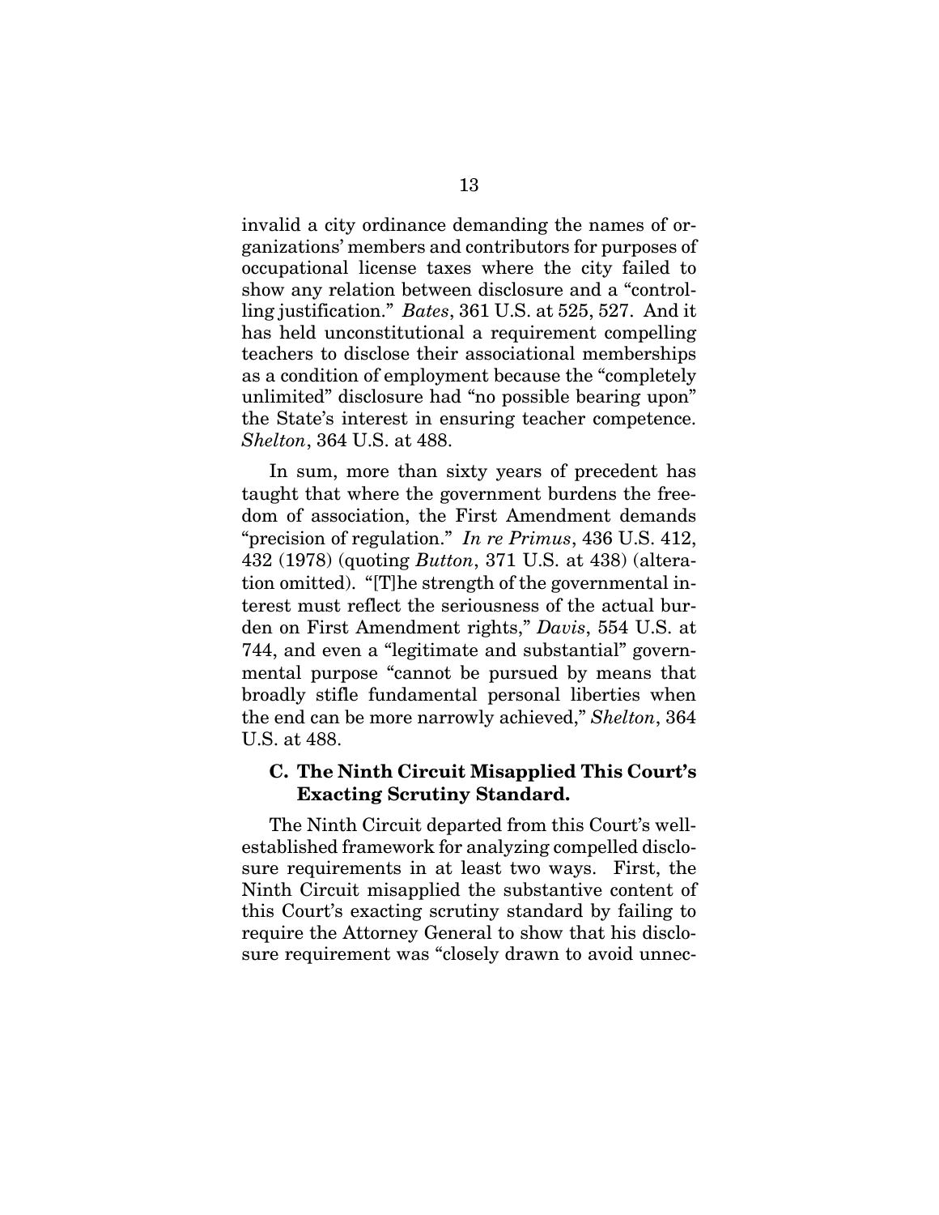invalid a city ordinance demanding the names of organizations' members and contributors for purposes of occupational license taxes where the city failed to show any relation between disclosure and a "controlling justification." *Bates*, 361 U.S. at 525, 527. And it has held unconstitutional a requirement compelling teachers to disclose their associational memberships as a condition of employment because the "completely unlimited" disclosure had "no possible bearing upon" the State's interest in ensuring teacher competence. *Shelton*, 364 U.S. at 488.

In sum, more than sixty years of precedent has taught that where the government burdens the freedom of association, the First Amendment demands "precision of regulation." *In re Primus*, 436 U.S. 412, 432 (1978) (quoting *Button*, 371 U.S. at 438) (alteration omitted). "[T]he strength of the governmental interest must reflect the seriousness of the actual burden on First Amendment rights," *Davis*, 554 U.S. at 744, and even a "legitimate and substantial" governmental purpose "cannot be pursued by means that broadly stifle fundamental personal liberties when the end can be more narrowly achieved," *Shelton*, 364 U.S. at 488.

### C. The Ninth Circuit Misapplied This Court's Exacting Scrutiny Standard.

The Ninth Circuit departed from this Court's well-established framework for analyzing compelled disclosure requirements in at least two ways. First, the Ninth Circuit misapplied the substantive content of this Court's exacting scrutiny standard by failing to require the Attorney General to show that his disclosure requirement was "closely drawn to avoid unnec-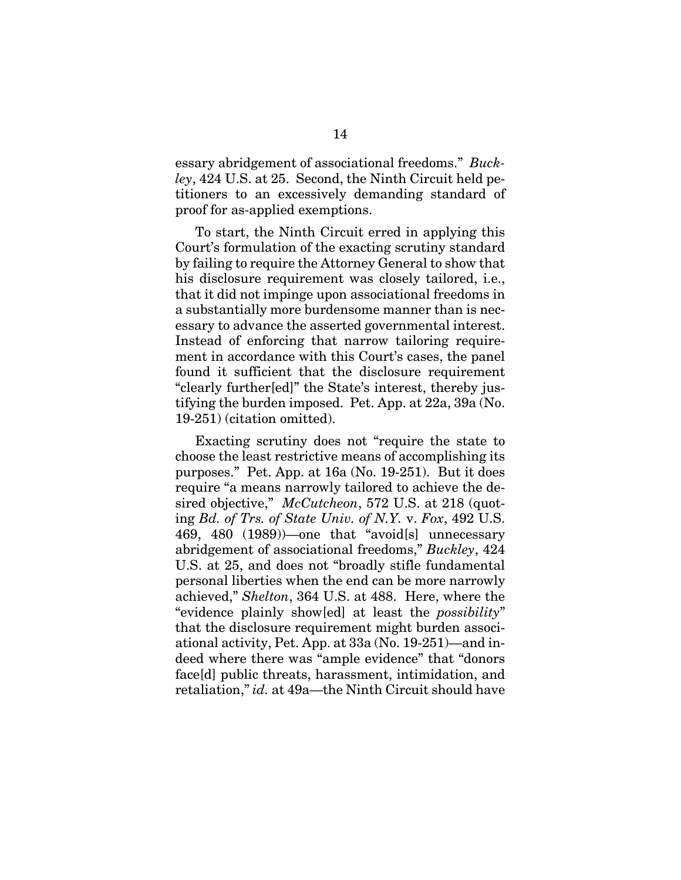essary abridgement of associational freedoms." *Buckley*, 424 U.S. at 25. Second, the Ninth Circuit held petitioners to an excessively demanding standard of proof for as-applied exemptions.

To start, the Ninth Circuit erred in applying this Court's formulation of the exacting scrutiny standard by failing to require the Attorney General to show that his disclosure requirement was closely tailored, i.e., that it did not impinge upon associational freedoms in a substantially more burdensome manner than is necessary to advance the asserted governmental interest. Instead of enforcing that narrow tailoring requirement in accordance with this Court's cases, the panel found it sufficient that the disclosure requirement "clearly further[ed]" the State's interest, thereby justifying the burden imposed. Pet. App. at 22a, 39a (No. 19-251) (citation omitted).

Exacting scrutiny does not "require the state to choose the least restrictive means of accomplishing its purposes." Pet. App. at 16a (No. 19-251). But it does require "a means narrowly tailored to achieve the desired objective," *McCutcheon*, 572 U.S. at 218 (quoting *Bd. of Trs. of State Univ. of N.Y.* v. *Fox*, 492 U.S. 469, 480 (1989))—one that "avoid[s] unnecessary abridgement of associational freedoms," *Buckley*, 424 U.S. at 25, and does not "broadly stifle fundamental personal liberties when the end can be more narrowly achieved," *Shelton*, 364 U.S. at 488. Here, where the "evidence plainly show[ed] at least the *possibility*" that the disclosure requirement might burden associational activity, Pet. App. at 33a (No. 19-251)—and indeed where there was "ample evidence" that "donors face[d] public threats, harassment, intimidation, and retaliation," *id.* at 49a—the Ninth Circuit should have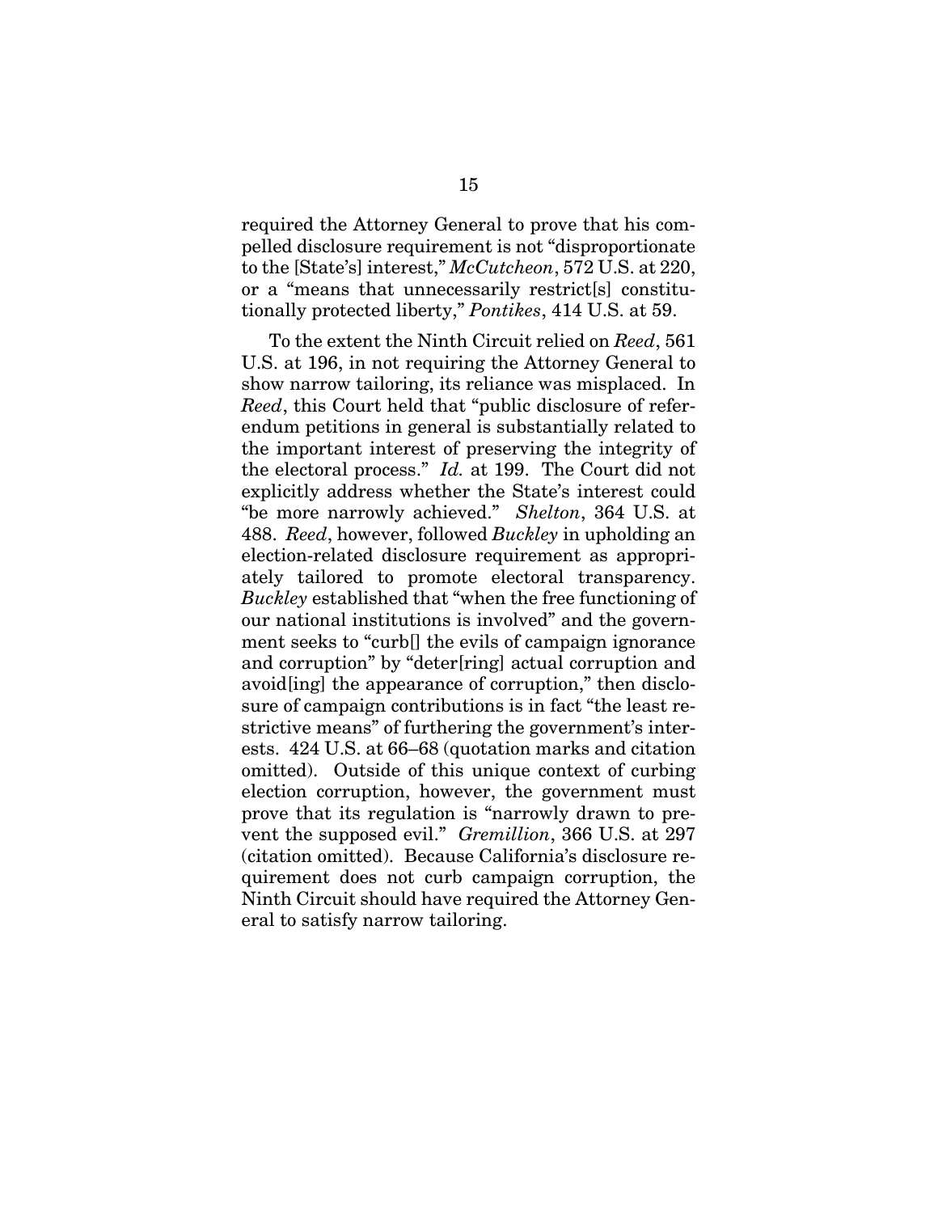required the Attorney General to prove that his compelled disclosure requirement is not "disproportionate to the [State's] interest," *McCutcheon*, 572 U.S. at 220, or a "means that unnecessarily restrict[s] constitutionally protected liberty," *Pontikes*, 414 U.S. at 59.

To the extent the Ninth Circuit relied on *Reed*, 561 U.S. at 196, in not requiring the Attorney General to show narrow tailoring, its reliance was misplaced. In *Reed*, this Court held that "public disclosure of referendum petitions in general is substantially related to the important interest of preserving the integrity of the electoral process." *Id.* at 199. The Court did not explicitly address whether the State's interest could "be more narrowly achieved." *Shelton*, 364 U.S. at 488. *Reed*, however, followed *Buckley* in upholding an election-related disclosure requirement as appropriately tailored to promote electoral transparency. *Buckley* established that "when the free functioning of our national institutions is involved" and the government seeks to "curb[] the evils of campaign ignorance and corruption" by "deter[ring] actual corruption and avoid[ing] the appearance of corruption," then disclosure of campaign contributions is in fact "the least restrictive means" of furthering the government's interests. 424 U.S. at 66–68 (quotation marks and citation omitted). Outside of this unique context of curbing election corruption, however, the government must prove that its regulation is "narrowly drawn to prevent the supposed evil." *Gremillion*, 366 U.S. at 297 (citation omitted). Because California's disclosure requirement does not curb campaign corruption, the Ninth Circuit should have required the Attorney General to satisfy narrow tailoring.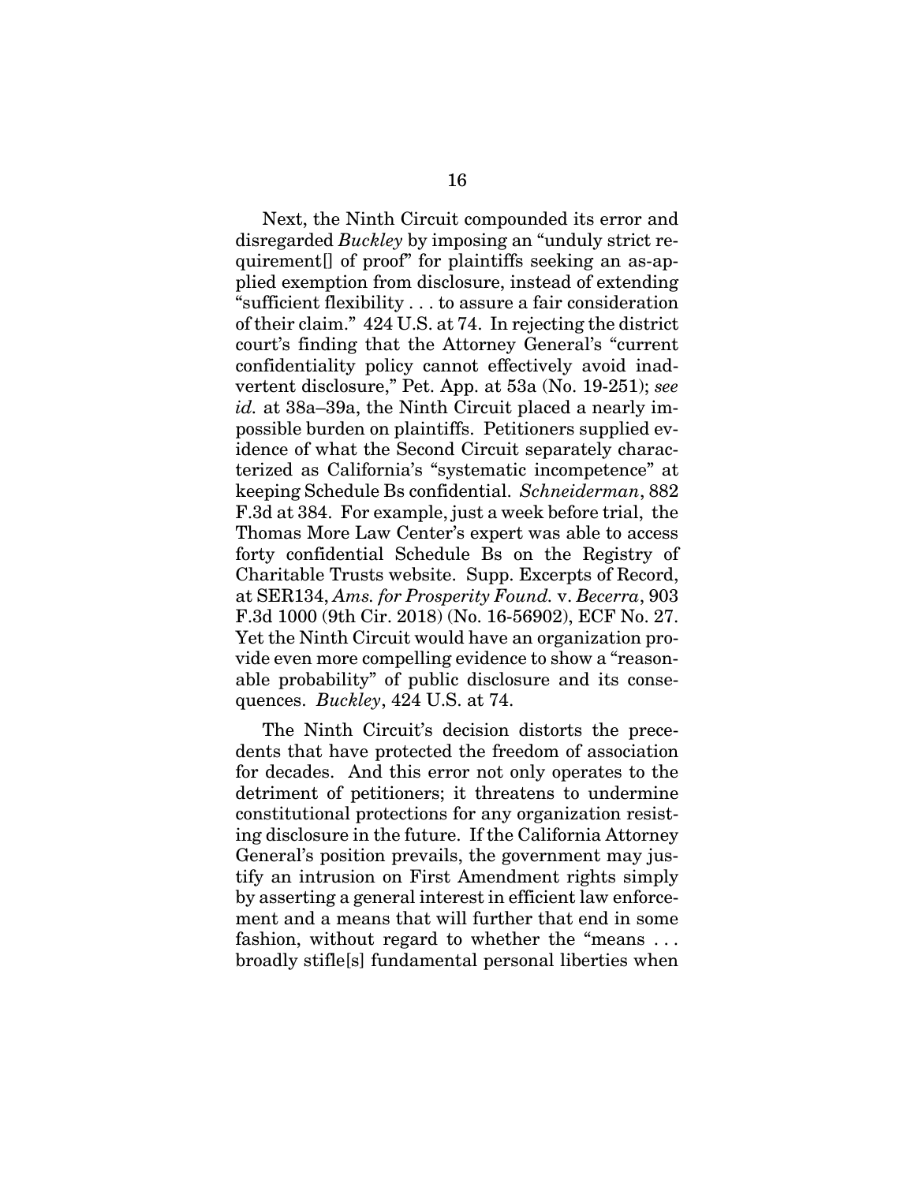Next, the Ninth Circuit compounded its error and disregarded *Buckley* by imposing an "unduly strict requirement[] of proof" for plaintiffs seeking an as-applied exemption from disclosure, instead of extending "sufficient flexibility . . . to assure a fair consideration of their claim." 424 U.S. at 74. In rejecting the district court's finding that the Attorney General's "current confidentiality policy cannot effectively avoid inadvertent disclosure," Pet. App. at 53a (No. 19-251); *see id.* at 38a–39a, the Ninth Circuit placed a nearly impossible burden on plaintiffs. Petitioners supplied evidence of what the Second Circuit separately characterized as California's "systematic incompetence" at keeping Schedule Bs confidential. *Schneiderman*, 882 F.3d at 384. For example, just a week before trial, the Thomas More Law Center's expert was able to access forty confidential Schedule Bs on the Registry of Charitable Trusts website. Supp. Excerpts of Record, at SER134, *Ams. for Prosperity Found.* v. *Becerra*, 903 F.3d 1000 (9th Cir. 2018) (No. 16-56902), ECF No. 27. Yet the Ninth Circuit would have an organization provide even more compelling evidence to show a "reasonable probability" of public disclosure and its consequences. *Buckley*, 424 U.S. at 74.

The Ninth Circuit's decision distorts the precedents that have protected the freedom of association for decades. And this error not only operates to the detriment of petitioners; it threatens to undermine constitutional protections for any organization resisting disclosure in the future. If the California Attorney General's position prevails, the government may justify an intrusion on First Amendment rights simply by asserting a general interest in efficient law enforcement and a means that will further that end in some fashion, without regard to whether the "means . . . broadly stifle[s] fundamental personal liberties when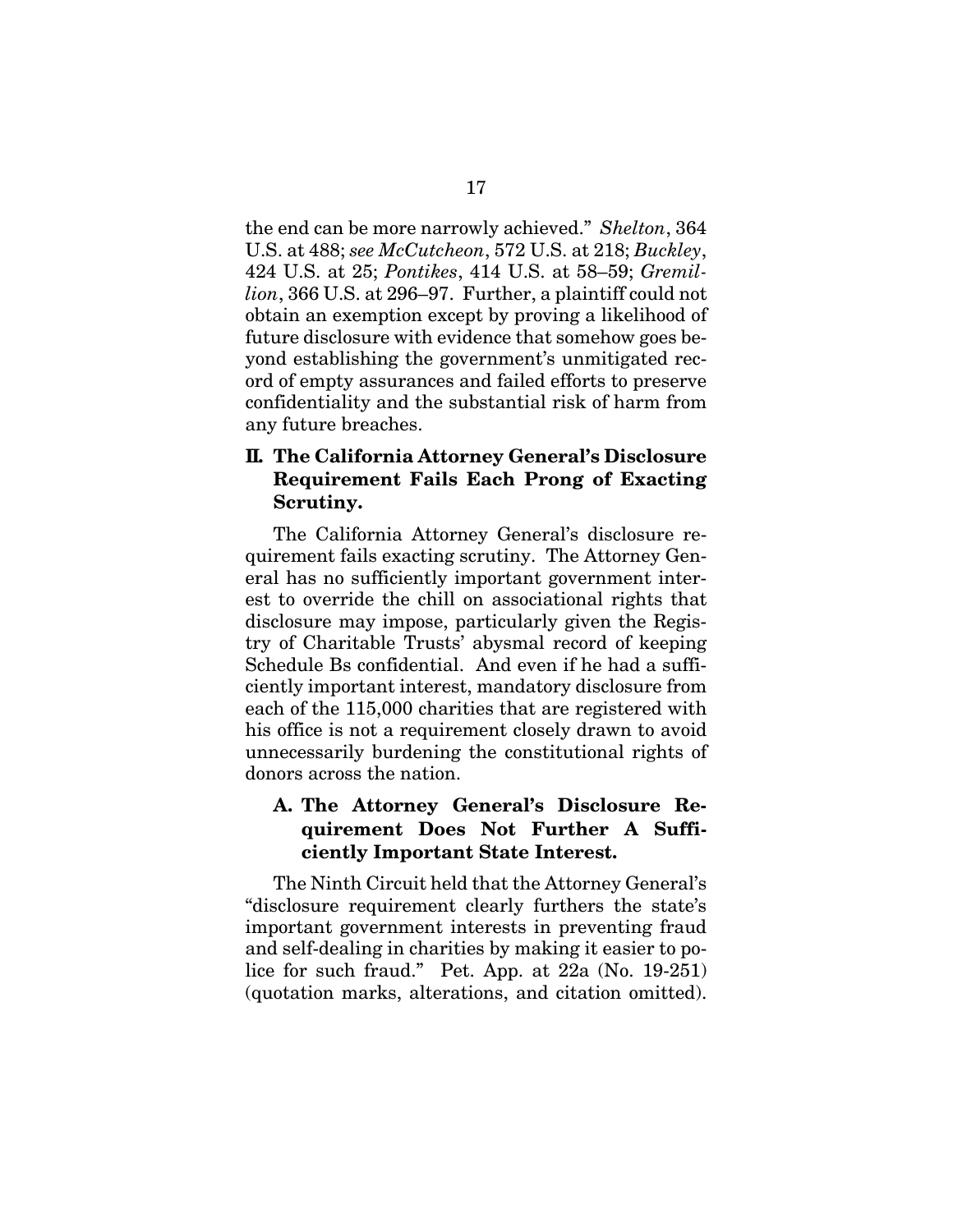the end can be more narrowly achieved." *Shelton*, 364 U.S. at 488; *see McCutcheon*, 572 U.S. at 218; *Buckley*, 424 U.S. at 25; *Pontikes*, 414 U.S. at 58–59; *Gremillion*, 366 U.S. at 296–97. Further, a plaintiff could not obtain an exemption except by proving a likelihood of future disclosure with evidence that somehow goes beyond establishing the government's unmitigated record of empty assurances and failed efforts to preserve confidentiality and the substantial risk of harm from any future breaches.

## II. The California Attorney General's Disclosure Requirement Fails Each Prong of Exacting Scrutiny.

The California Attorney General's disclosure requirement fails exacting scrutiny. The Attorney General has no sufficiently important government interest to override the chill on associational rights that disclosure may impose, particularly given the Registry of Charitable Trusts' abysmal record of keeping Schedule Bs confidential. And even if he had a sufficiently important interest, mandatory disclosure from each of the 115,000 charities that are registered with his office is not a requirement closely drawn to avoid unnecessarily burdening the constitutional rights of donors across the nation.

### A. The Attorney General's Disclosure Requirement Does Not Further A Sufficiently Important State Interest.

The Ninth Circuit held that the Attorney General's "disclosure requirement clearly furthers the state's important government interests in preventing fraud and self-dealing in charities by making it easier to police for such fraud." Pet. App. at 22a (No. 19-251) (quotation marks, alterations, and citation omitted).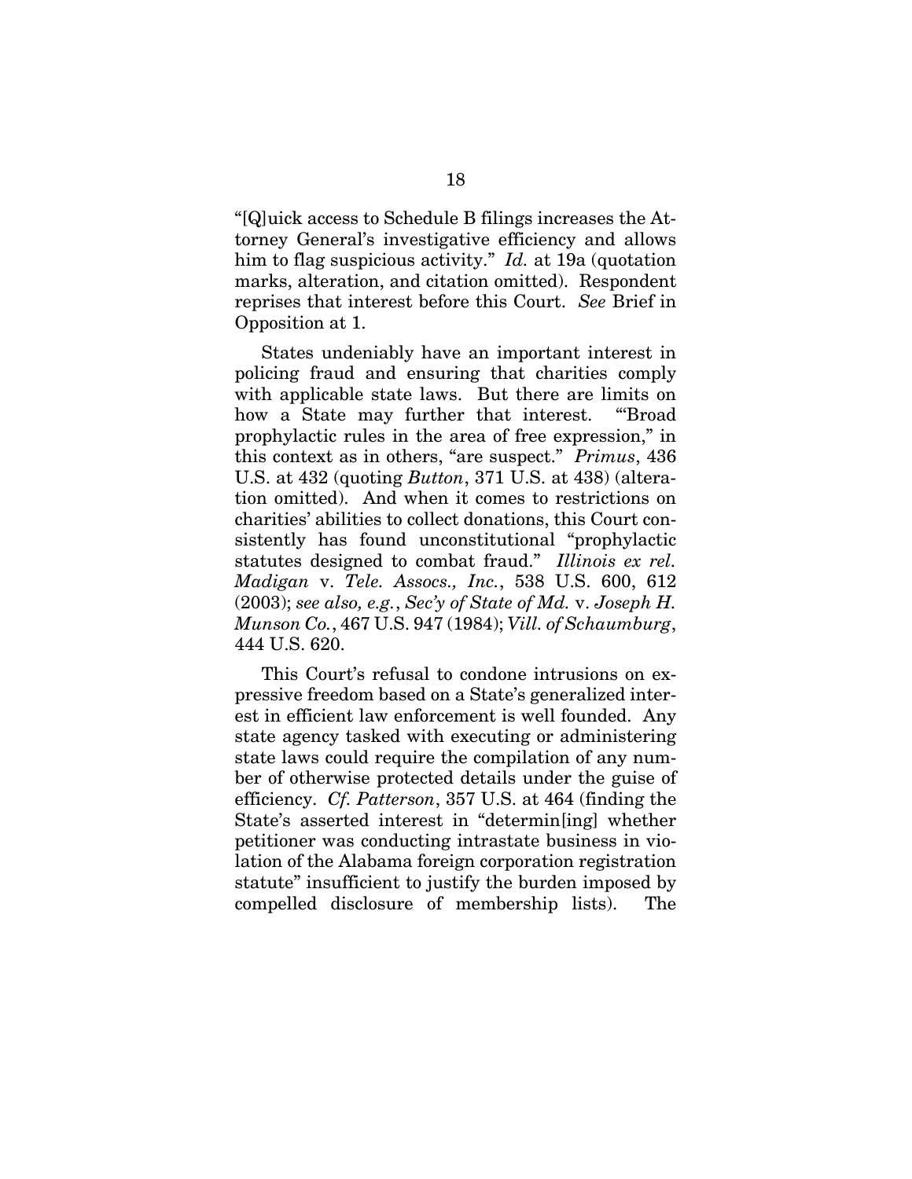"[Q]uick access to Schedule B filings increases the Attorney General's investigative efficiency and allows him to flag suspicious activity." *Id.* at 19a (quotation marks, alteration, and citation omitted). Respondent reprises that interest before this Court. *See* Brief in Opposition at 1.

States undeniably have an important interest in policing fraud and ensuring that charities comply with applicable state laws. But there are limits on how a State may further that interest. "'Broad prophylactic rules in the area of free expression," in this context as in others, "are suspect." *Primus*, 436 U.S. at 432 (quoting *Button*, 371 U.S. at 438) (alteration omitted). And when it comes to restrictions on charities' abilities to collect donations, this Court consistently has found unconstitutional "prophylactic statutes designed to combat fraud." *Illinois ex rel. Madigan* v. *Tele. Assocs., Inc.*, 538 U.S. 600, 612 (2003); *see also, e.g.*, *Sec'y of State of Md.* v. *Joseph H. Munson Co.*, 467 U.S. 947 (1984); *Vill. of Schaumburg*, 444 U.S. 620.

This Court's refusal to condone intrusions on expressive freedom based on a State's generalized interest in efficient law enforcement is well founded. Any state agency tasked with executing or administering state laws could require the compilation of any number of otherwise protected details under the guise of efficiency. *Cf. Patterson*, 357 U.S. at 464 (finding the State's asserted interest in "determin[ing] whether petitioner was conducting intrastate business in violation of the Alabama foreign corporation registration statute" insufficient to justify the burden imposed by compelled disclosure of membership lists). The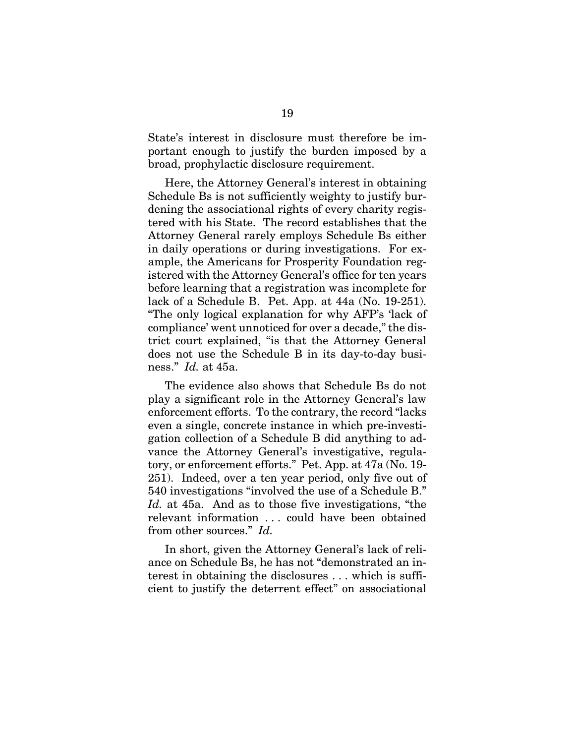State's interest in disclosure must therefore be important enough to justify the burden imposed by a broad, prophylactic disclosure requirement.

Here, the Attorney General's interest in obtaining Schedule Bs is not sufficiently weighty to justify burdening the associational rights of every charity registered with his State. The record establishes that the Attorney General rarely employs Schedule Bs either in daily operations or during investigations. For example, the Americans for Prosperity Foundation registered with the Attorney General's office for ten years before learning that a registration was incomplete for lack of a Schedule B. Pet. App. at 44a (No. 19-251). "The only logical explanation for why AFP's 'lack of compliance' went unnoticed for over a decade," the district court explained, "is that the Attorney General does not use the Schedule B in its day-to-day business." *Id.* at 45a.

The evidence also shows that Schedule Bs do not play a significant role in the Attorney General's law enforcement efforts. To the contrary, the record "lacks even a single, concrete instance in which pre-investigation collection of a Schedule B did anything to advance the Attorney General's investigative, regulatory, or enforcement efforts." Pet. App. at 47a (No. 19-251). Indeed, over a ten year period, only five out of 540 investigations "involved the use of a Schedule B." *Id.* at 45a. And as to those five investigations, "the relevant information . . . could have been obtained from other sources." *Id.*

In short, given the Attorney General's lack of reliance on Schedule Bs, he has not "demonstrated an interest in obtaining the disclosures . . . which is sufficient to justify the deterrent effect" on associational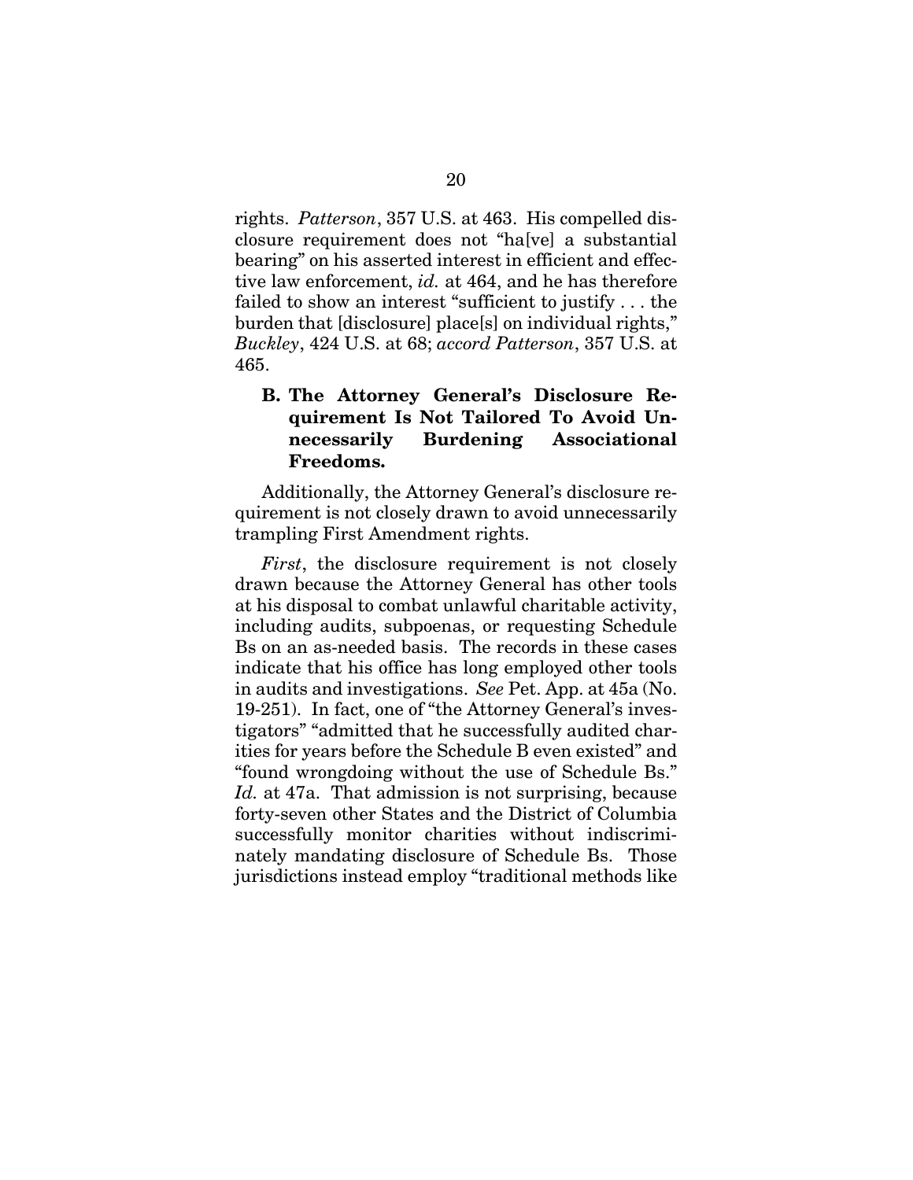rights. *Patterson*, 357 U.S. at 463. His compelled disclosure requirement does not "ha[ve] a substantial bearing" on his asserted interest in efficient and effective law enforcement, *id.* at 464, and he has therefore failed to show an interest "sufficient to justify . . . the burden that [disclosure] place[s] on individual rights," *Buckley*, 424 U.S. at 68; *accord Patterson*, 357 U.S. at 465.

### B. The Attorney General's Disclosure Requirement Is Not Tailored To Avoid Unnecessarily Burdening Associational Freedoms.

Additionally, the Attorney General's disclosure requirement is not closely drawn to avoid unnecessarily trampling First Amendment rights.

*First*, the disclosure requirement is not closely drawn because the Attorney General has other tools at his disposal to combat unlawful charitable activity, including audits, subpoenas, or requesting Schedule Bs on an as-needed basis. The records in these cases indicate that his office has long employed other tools in audits and investigations. *See* Pet. App. at 45a (No. 19-251). In fact, one of "the Attorney General's investigators" "admitted that he successfully audited charities for years before the Schedule B even existed" and "found wrongdoing without the use of Schedule Bs." *Id.* at 47a. That admission is not surprising, because forty-seven other States and the District of Columbia successfully monitor charities without indiscriminately mandating disclosure of Schedule Bs. Those jurisdictions instead employ "traditional methods like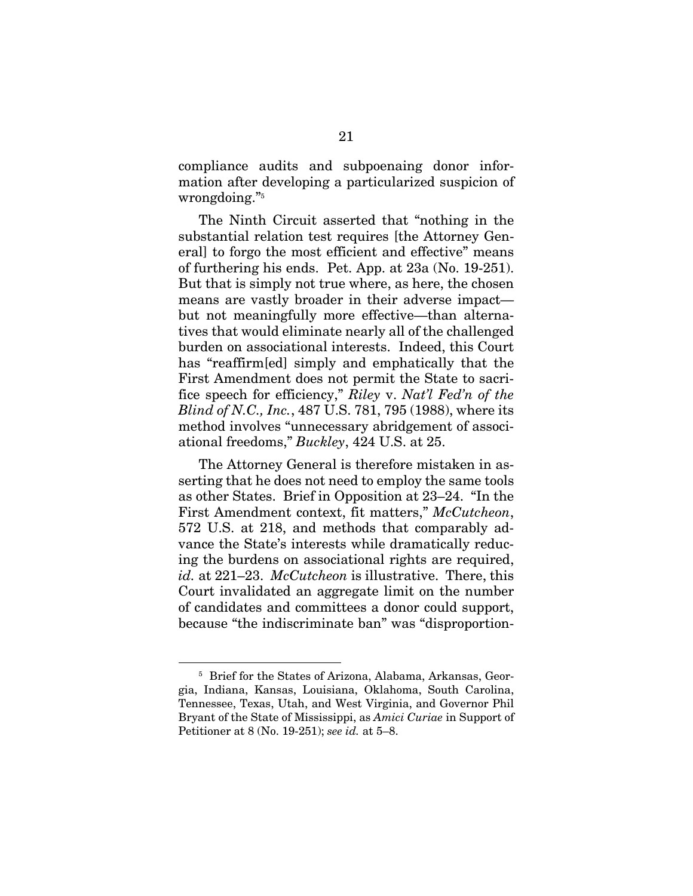compliance audits and subpoenaing donor information after developing a particularized suspicion of wrongdoing."[5]

The Ninth Circuit asserted that "nothing in the substantial relation test requires [the Attorney General] to forgo the most efficient and effective" means of furthering his ends. Pet. App. at 23a (No. 19-251). But that is simply not true where, as here, the chosen means are vastly broader in their adverse impact—but not meaningfully more effective—than alternatives that would eliminate nearly all of the challenged burden on associational interests. Indeed, this Court has "reaffirm[ed] simply and emphatically that the First Amendment does not permit the State to sacrifice speech for efficiency," *Riley* v. *Nat'l Fed'n of the Blind of N.C., Inc.*, 487 U.S. 781, 795 (1988), where its method involves "unnecessary abridgement of associational freedoms," *Buckley*, 424 U.S. at 25.

The Attorney General is therefore mistaken in asserting that he does not need to employ the same tools as other States. Brief in Opposition at 23–24. "In the First Amendment context, fit matters," *McCutcheon*, 572 U.S. at 218, and methods that comparably advance the State's interests while dramatically reducing the burdens on associational rights are required, *id.* at 221–23. *McCutcheon* is illustrative. There, this Court invalidated an aggregate limit on the number of candidates and committees a donor could support, because "the indiscriminate ban" was "disproportion-

---

[5] Brief for the States of Arizona, Alabama, Arkansas, Georgia, Indiana, Kansas, Louisiana, Oklahoma, South Carolina, Tennessee, Texas, Utah, and West Virginia, and Governor Phil Bryant of the State of Mississippi, as *Amici Curiae* in Support of Petitioner at 8 (No. 19-251); *see id.* at 5–8.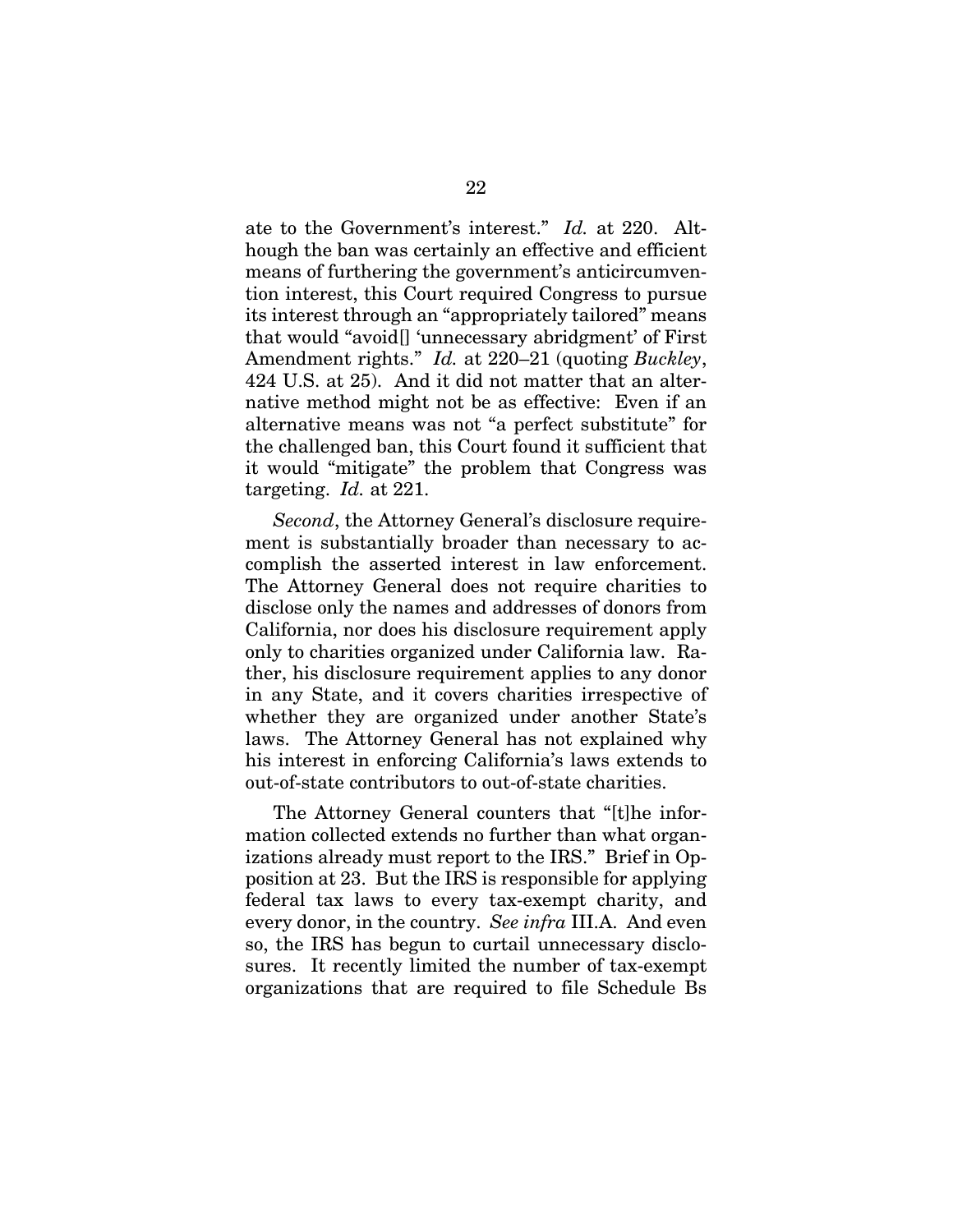ate to the Government's interest." *Id.* at 220. Although the ban was certainly an effective and efficient means of furthering the government's anticircumvention interest, this Court required Congress to pursue its interest through an "appropriately tailored" means that would "avoid[] 'unnecessary abridgment' of First Amendment rights." *Id.* at 220–21 (quoting *Buckley*, 424 U.S. at 25). And it did not matter that an alternative method might not be as effective: Even if an alternative means was not "a perfect substitute" for the challenged ban, this Court found it sufficient that it would "mitigate" the problem that Congress was targeting. *Id.* at 221.

*Second*, the Attorney General's disclosure requirement is substantially broader than necessary to accomplish the asserted interest in law enforcement. The Attorney General does not require charities to disclose only the names and addresses of donors from California, nor does his disclosure requirement apply only to charities organized under California law. Rather, his disclosure requirement applies to any donor in any State, and it covers charities irrespective of whether they are organized under another State's laws. The Attorney General has not explained why his interest in enforcing California's laws extends to out-of-state contributors to out-of-state charities.

The Attorney General counters that "[t]he information collected extends no further than what organizations already must report to the IRS." Brief in Opposition at 23. But the IRS is responsible for applying federal tax laws to every tax-exempt charity, and every donor, in the country. *See infra* III.A. And even so, the IRS has begun to curtail unnecessary disclosures. It recently limited the number of tax-exempt organizations that are required to file Schedule Bs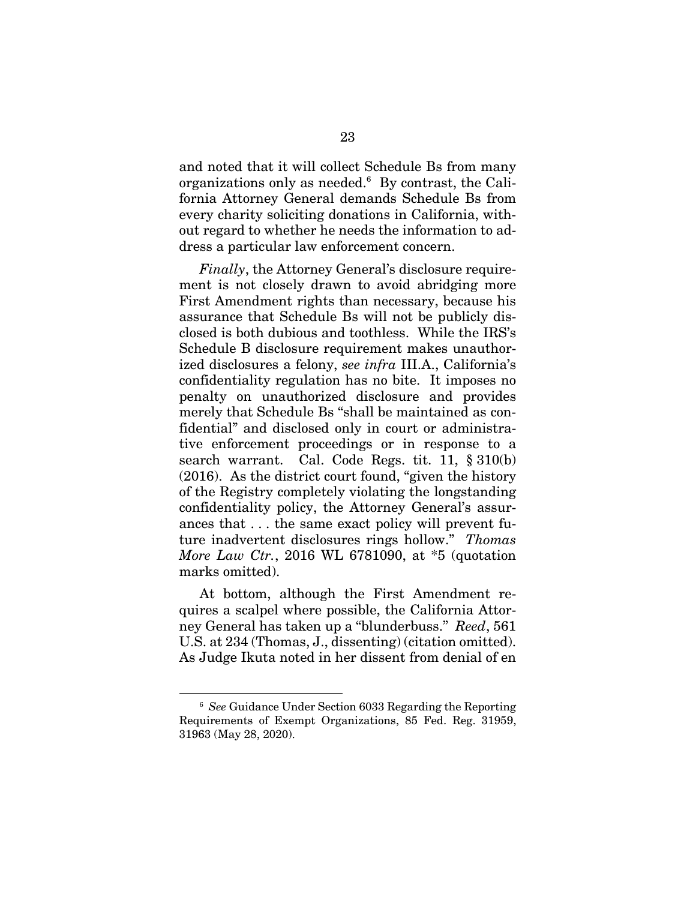and noted that it will collect Schedule Bs from many organizations only as needed.[6] By contrast, the California Attorney General demands Schedule Bs from every charity soliciting donations in California, without regard to whether he needs the information to address a particular law enforcement concern.

*Finally*, the Attorney General's disclosure requirement is not closely drawn to avoid abridging more First Amendment rights than necessary, because his assurance that Schedule Bs will not be publicly disclosed is both dubious and toothless. While the IRS's Schedule B disclosure requirement makes unauthorized disclosures a felony, *see infra* III.A., California's confidentiality regulation has no bite. It imposes no penalty on unauthorized disclosure and provides merely that Schedule Bs "shall be maintained as confidential" and disclosed only in court or administrative enforcement proceedings or in response to a search warrant. Cal. Code Regs. tit. 11, § 310(b) (2016). As the district court found, "given the history of the Registry completely violating the longstanding confidentiality policy, the Attorney General's assurances that . . . the same exact policy will prevent future inadvertent disclosures rings hollow." *Thomas More Law Ctr.*, 2016 WL 6781090, at *5 (quotation marks omitted).

At bottom, although the First Amendment requires a scalpel where possible, the California Attorney General has taken up a "blunderbuss." *Reed*, 561 U.S. at 234 (Thomas, J., dissenting) (citation omitted). As Judge Ikuta noted in her dissent from denial of en

---

[6] *See* Guidance Under Section 6033 Regarding the Reporting Requirements of Exempt Organizations, 85 Fed. Reg. 31959, 31963 (May 28, 2020).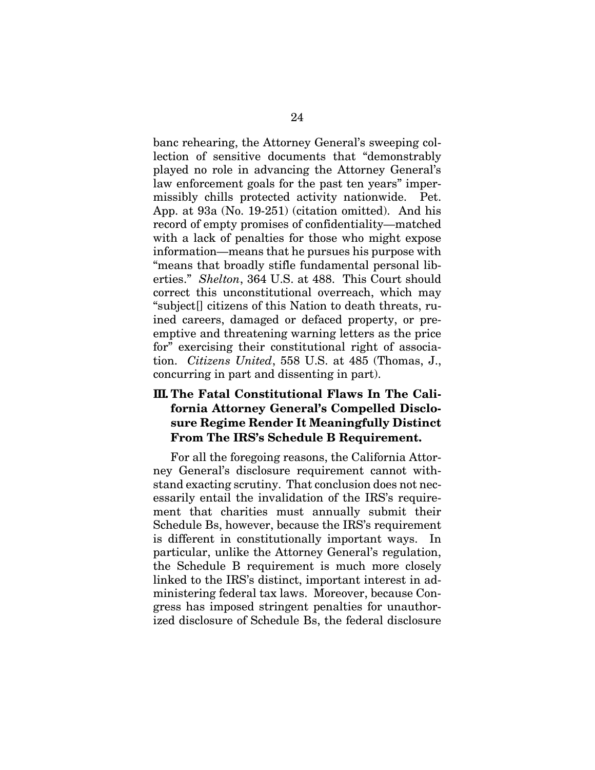banc rehearing, the Attorney General's sweeping collection of sensitive documents that "demonstrably played no role in advancing the Attorney General's law enforcement goals for the past ten years" impermissibly chills protected activity nationwide. Pet. App. at 93a (No. 19-251) (citation omitted). And his record of empty promises of confidentiality—matched with a lack of penalties for those who might expose information—means that he pursues his purpose with "means that broadly stifle fundamental personal liberties." *Shelton*, 364 U.S. at 488. This Court should correct this unconstitutional overreach, which may "subject[] citizens of this Nation to death threats, ruined careers, damaged or defaced property, or preemptive and threatening warning letters as the price for" exercising their constitutional right of association. *Citizens United*, 558 U.S. at 485 (Thomas, J., concurring in part and dissenting in part).

### III. The Fatal Constitutional Flaws In The California Attorney General's Compelled Disclosure Regime Render It Meaningfully Distinct From The IRS's Schedule B Requirement.

For all the foregoing reasons, the California Attorney General's disclosure requirement cannot withstand exacting scrutiny. That conclusion does not necessarily entail the invalidation of the IRS's requirement that charities must annually submit their Schedule Bs, however, because the IRS's requirement is different in constitutionally important ways. In particular, unlike the Attorney General's regulation, the Schedule B requirement is much more closely linked to the IRS's distinct, important interest in administering federal tax laws. Moreover, because Congress has imposed stringent penalties for unauthorized disclosure of Schedule Bs, the federal disclosure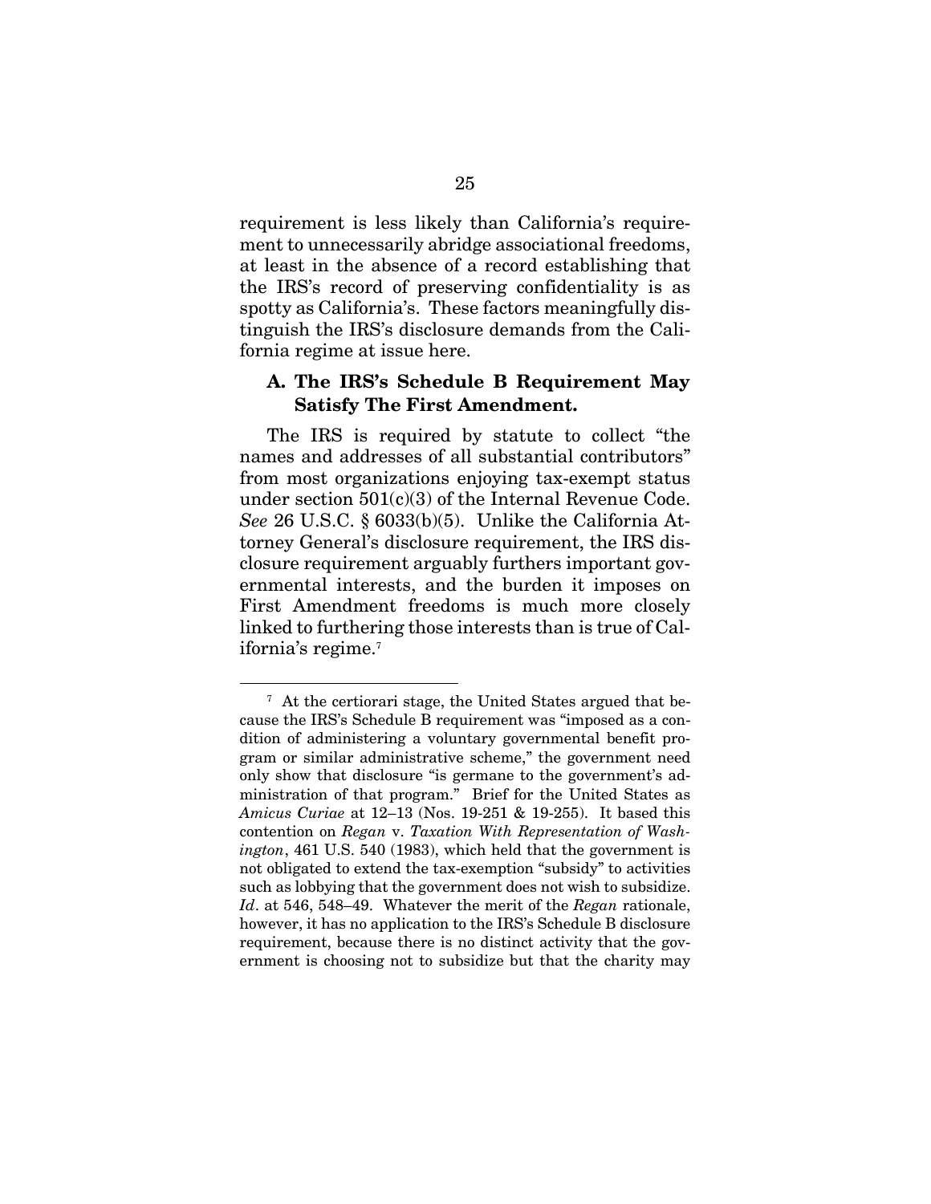requirement is less likely than California's requirement to unnecessarily abridge associational freedoms, at least in the absence of a record establishing that the IRS's record of preserving confidentiality is as spotty as California's. These factors meaningfully distinguish the IRS's disclosure demands from the California regime at issue here.

### A. The IRS's Schedule B Requirement May Satisfy The First Amendment.

The IRS is required by statute to collect "the names and addresses of all substantial contributors" from most organizations enjoying tax-exempt status under section 501(c)(3) of the Internal Revenue Code. *See* 26 U.S.C. § 6033(b)(5). Unlike the California Attorney General's disclosure requirement, the IRS disclosure requirement arguably furthers important governmental interests, and the burden it imposes on First Amendment freedoms is much more closely linked to furthering those interests than is true of California's regime.[7]

---

[7] At the certiorari stage, the United States argued that because the IRS's Schedule B requirement was "imposed as a condition of administering a voluntary governmental benefit program or similar administrative scheme," the government need only show that disclosure "is germane to the government's administration of that program." Brief for the United States as *Amicus Curiae* at 12–13 (Nos. 19-251 & 19-255). It based this contention on *Regan* v. *Taxation With Representation of Washington*, 461 U.S. 540 (1983), which held that the government is not obligated to extend the tax-exemption "subsidy" to activities such as lobbying that the government does not wish to subsidize. *Id*. at 546, 548–49. Whatever the merit of the *Regan* rationale, however, it has no application to the IRS's Schedule B disclosure requirement, because there is no distinct activity that the government is choosing not to subsidize but that the charity may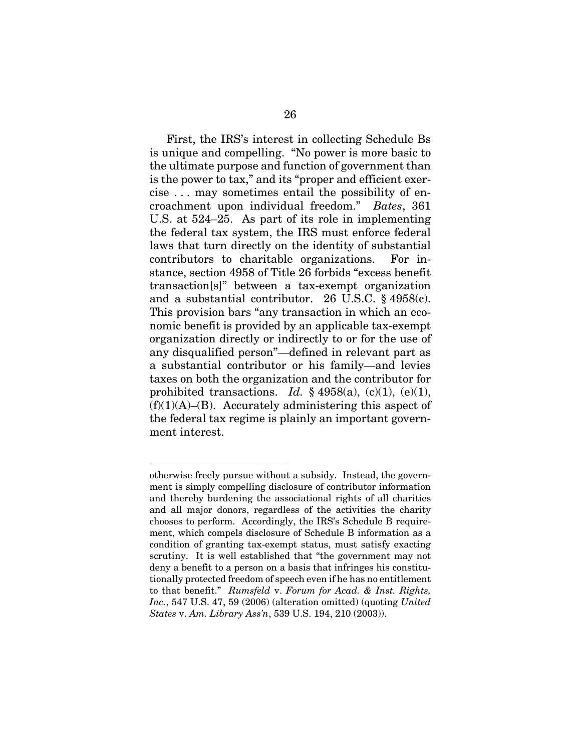First, the IRS's interest in collecting Schedule Bs is unique and compelling. "No power is more basic to the ultimate purpose and function of government than is the power to tax," and its "proper and efficient exercise . . . may sometimes entail the possibility of encroachment upon individual freedom." *Bates*, 361 U.S. at 524–25. As part of its role in implementing the federal tax system, the IRS must enforce federal laws that turn directly on the identity of substantial contributors to charitable organizations. For instance, section 4958 of Title 26 forbids "excess benefit transaction[s]" between a tax-exempt organization and a substantial contributor. 26 U.S.C. § 4958(c). This provision bars "any transaction in which an economic benefit is provided by an applicable tax-exempt organization directly or indirectly to or for the use of any disqualified person"—defined in relevant part as a substantial contributor or his family—and levies taxes on both the organization and the contributor for prohibited transactions. *Id.* § 4958(a), (c)(1), (e)(1), (f)(1)(A)–(B). Accurately administering this aspect of the federal tax regime is plainly an important government interest.

---

otherwise freely pursue without a subsidy. Instead, the government is simply compelling disclosure of contributor information and thereby burdening the associational rights of all charities and all major donors, regardless of the activities the charity chooses to perform. Accordingly, the IRS's Schedule B requirement, which compels disclosure of Schedule B information as a condition of granting tax-exempt status, must satisfy exacting scrutiny. It is well established that "the government may not deny a benefit to a person on a basis that infringes his constitutionally protected freedom of speech even if he has no entitlement to that benefit." *Rumsfeld* v. *Forum for Acad. & Inst. Rights, Inc.*, 547 U.S. 47, 59 (2006) (alteration omitted) (quoting *United States* v. *Am. Library Ass'n*, 539 U.S. 194, 210 (2003)).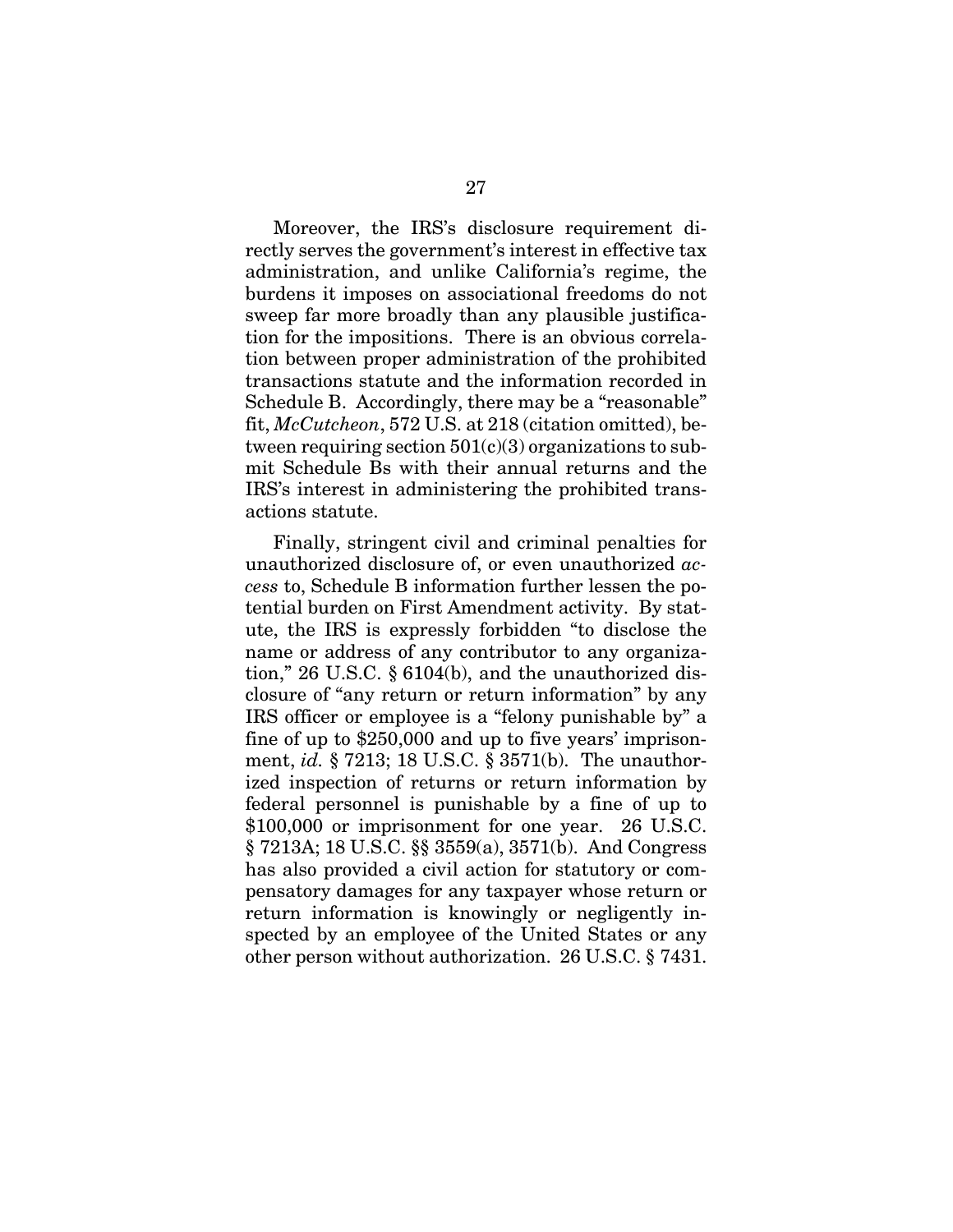Moreover, the IRS's disclosure requirement directly serves the government's interest in effective tax administration, and unlike California's regime, the burdens it imposes on associational freedoms do not sweep far more broadly than any plausible justification for the impositions. There is an obvious correlation between proper administration of the prohibited transactions statute and the information recorded in Schedule B. Accordingly, there may be a "reasonable" fit, *McCutcheon*, 572 U.S. at 218 (citation omitted), between requiring section 501(c)(3) organizations to submit Schedule Bs with their annual returns and the IRS's interest in administering the prohibited transactions statute.

Finally, stringent civil and criminal penalties for unauthorized disclosure of, or even unauthorized *access* to, Schedule B information further lessen the potential burden on First Amendment activity. By statute, the IRS is expressly forbidden "to disclose the name or address of any contributor to any organization," 26 U.S.C. § 6104(b), and the unauthorized disclosure of "any return or return information" by any IRS officer or employee is a "felony punishable by" a fine of up to $250,000 and up to five years' imprisonment, *id.* § 7213; 18 U.S.C. § 3571(b). The unauthorized inspection of returns or return information by federal personnel is punishable by a fine of up to $100,000 or imprisonment for one year. 26 U.S.C. § 7213A; 18 U.S.C. §§ 3559(a), 3571(b). And Congress has also provided a civil action for statutory or compensatory damages for any taxpayer whose return or return information is knowingly or negligently inspected by an employee of the United States or any other person without authorization. 26 U.S.C. § 7431.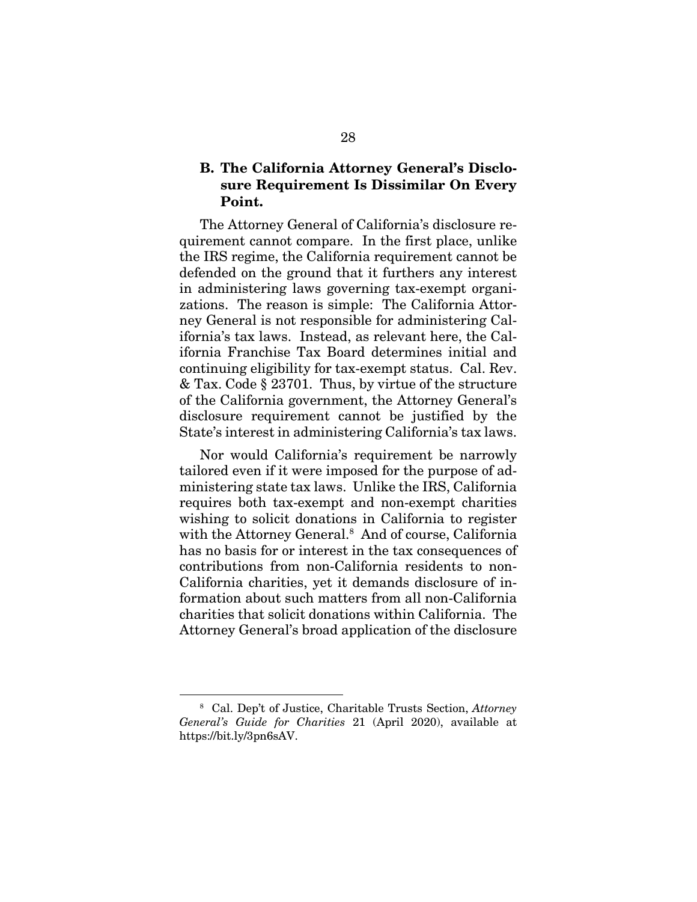### B. The California Attorney General's Disclosure Requirement Is Dissimilar On Every Point.

The Attorney General of California's disclosure requirement cannot compare. In the first place, unlike the IRS regime, the California requirement cannot be defended on the ground that it furthers any interest in administering laws governing tax-exempt organizations. The reason is simple: The California Attorney General is not responsible for administering California's tax laws. Instead, as relevant here, the California Franchise Tax Board determines initial and continuing eligibility for tax-exempt status. Cal. Rev. & Tax. Code § 23701. Thus, by virtue of the structure of the California government, the Attorney General's disclosure requirement cannot be justified by the State's interest in administering California's tax laws.

Nor would California's requirement be narrowly tailored even if it were imposed for the purpose of administering state tax laws. Unlike the IRS, California requires both tax-exempt and non-exempt charities wishing to solicit donations in California to register with the Attorney General.[8] And of course, California has no basis for or interest in the tax consequences of contributions from non-California residents to non-California charities, yet it demands disclosure of information about such matters from all non-California charities that solicit donations within California. The Attorney General's broad application of the disclosure

---

[8] Cal. Dep't of Justice, Charitable Trusts Section, *Attorney General's Guide for Charities* 21 (April 2020), available at https://bit.ly/3pn6sAV.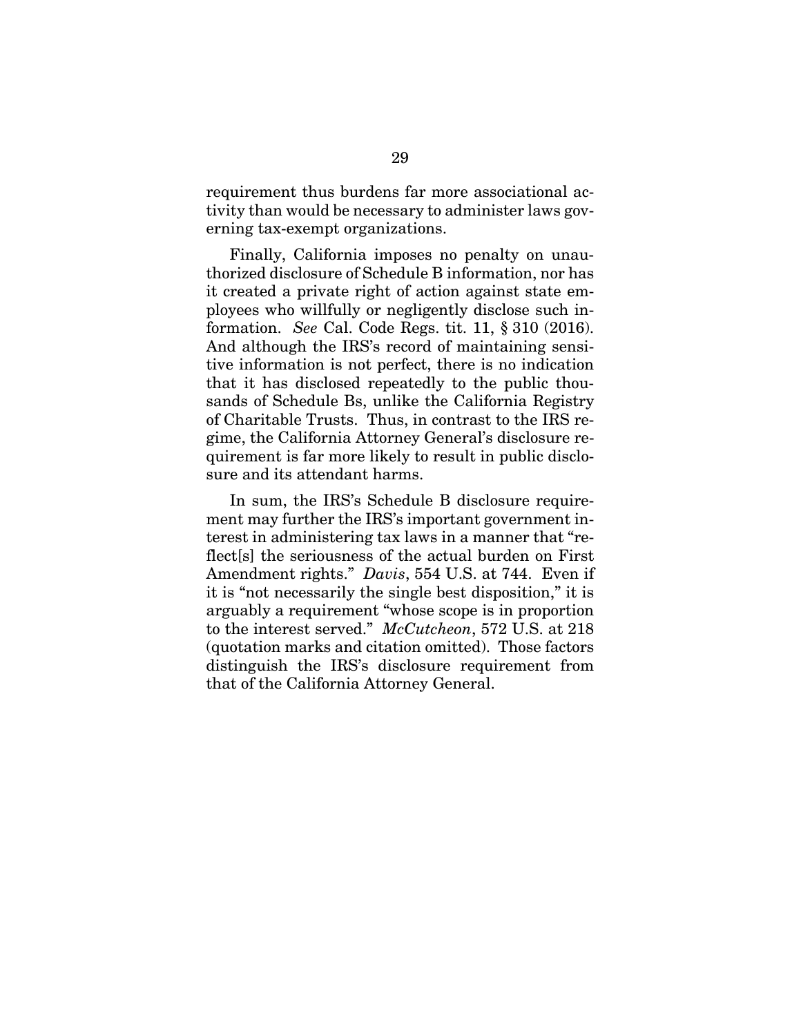requirement thus burdens far more associational activity than would be necessary to administer laws governing tax-exempt organizations.

Finally, California imposes no penalty on unauthorized disclosure of Schedule B information, nor has it created a private right of action against state employees who willfully or negligently disclose such information. *See* Cal. Code Regs. tit. 11, § 310 (2016). And although the IRS's record of maintaining sensitive information is not perfect, there is no indication that it has disclosed repeatedly to the public thousands of Schedule Bs, unlike the California Registry of Charitable Trusts. Thus, in contrast to the IRS regime, the California Attorney General's disclosure requirement is far more likely to result in public disclosure and its attendant harms.

In sum, the IRS's Schedule B disclosure requirement may further the IRS's important government interest in administering tax laws in a manner that "reflect[s] the seriousness of the actual burden on First Amendment rights." *Davis*, 554 U.S. at 744. Even if it is "not necessarily the single best disposition," it is arguably a requirement "whose scope is in proportion to the interest served." *McCutcheon*, 572 U.S. at 218 (quotation marks and citation omitted). Those factors distinguish the IRS's disclosure requirement from that of the California Attorney General.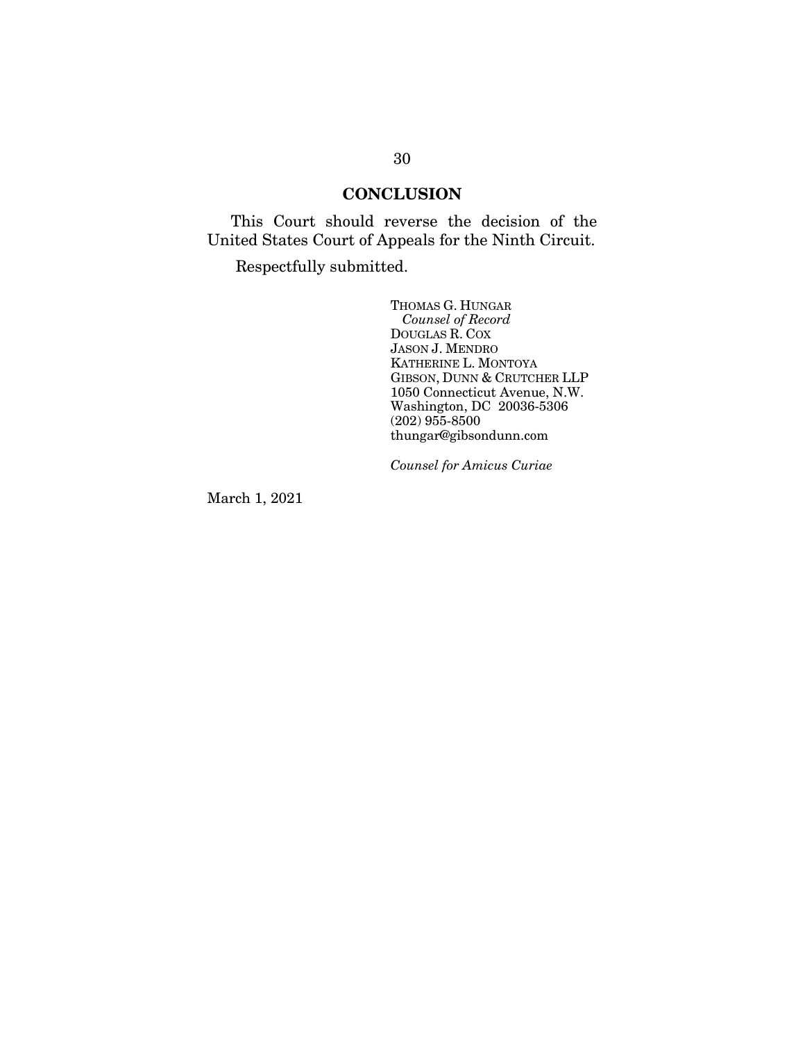## CONCLUSION

This Court should reverse the decision of the United States Court of Appeals for the Ninth Circuit.

Respectfully submitted.

THOMAS G. HUNGAR
*Counsel of Record*
DOUGLAS R. COX
JASON J. MENDRO
KATHERINE L. MONTOYA
GIBSON, DUNN & CRUTCHER LLP
1050 Connecticut Avenue, N.W.
Washington, DC 20036-5306
(202) 955-8500
thungar@gibsondunn.com

*Counsel for Amicus Curiae*

March 1, 2021